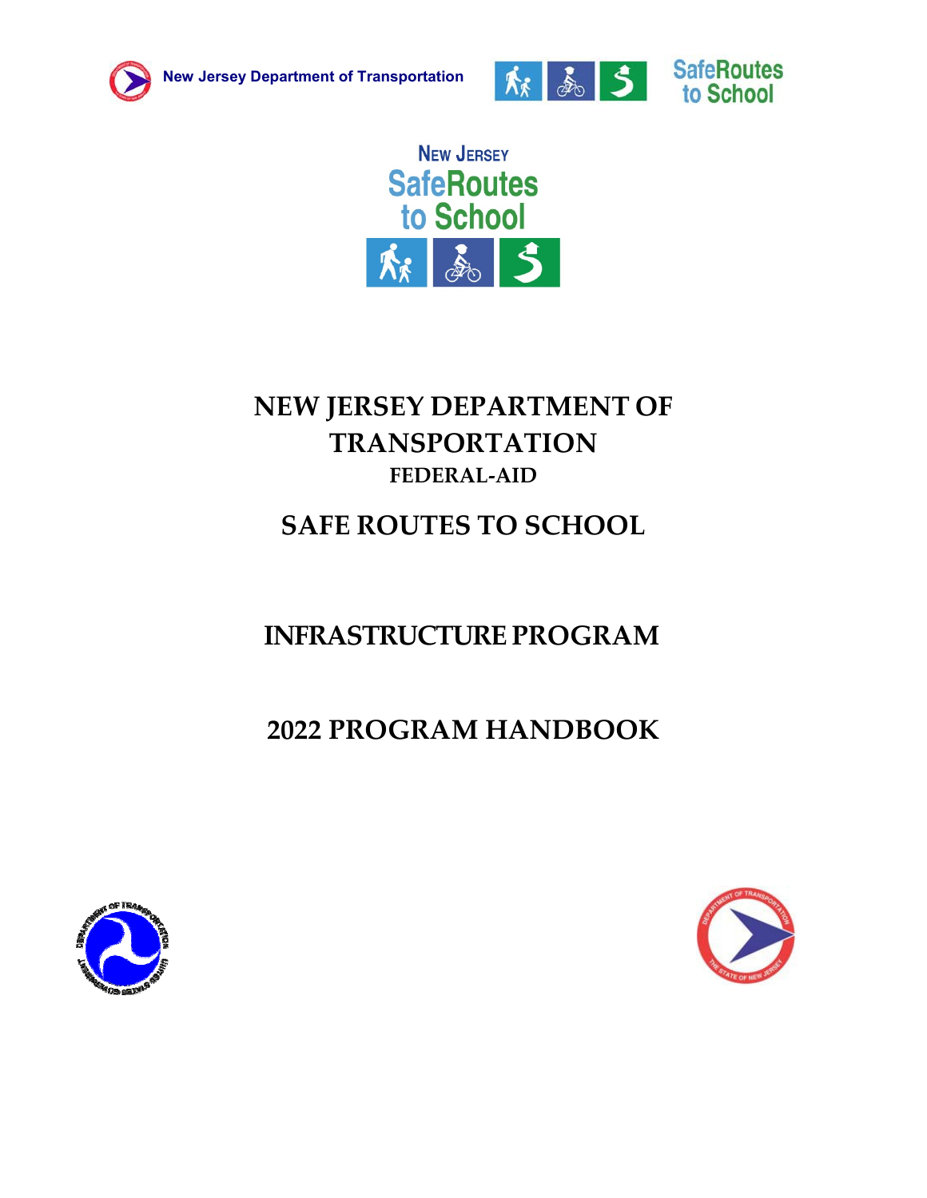New Jersey Department of Transportation

SafeRoutes to School

New Jersey SafeRoutes to School

# NEW JERSEY DEPARTMENT OF TRANSPORTATION

## FEDERAL-AID

# SAFE ROUTES TO SCHOOL

# INFRASTRUCTURE PROGRAM

# 2022 PROGRAM HANDBOOK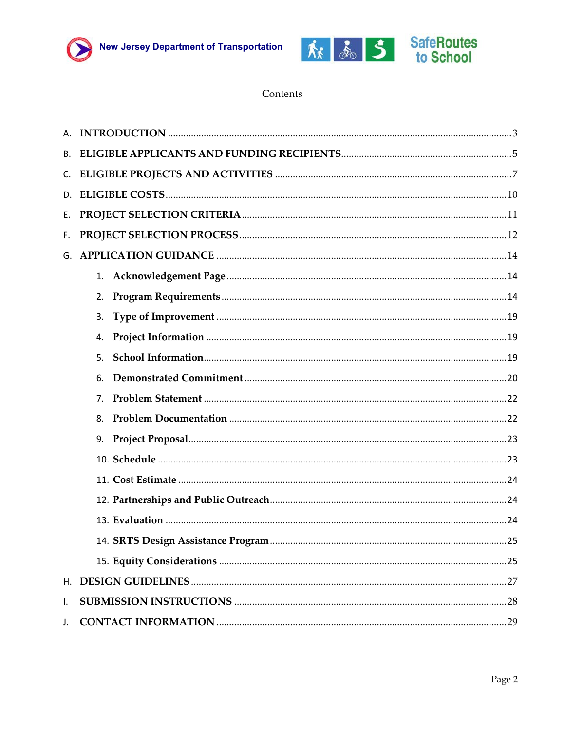# Contents

- A. INTRODUCTION ........ 3
- B. ELIGIBLE APPLICANTS AND FUNDING RECIPIENTS ........ 5
- C. ELIGIBLE PROJECTS AND ACTIVITIES ........ 7
- D. ELIGIBLE COSTS ........ 10
- E. PROJECT SELECTION CRITERIA ........ 11
- F. PROJECT SELECTION PROCESS ........ 12
- G. APPLICATION GUIDANCE ........ 14
  1. Acknowledgement Page ........ 14
  2. Program Requirements ........ 14
  3. Type of Improvement ........ 19
  4. Project Information ........ 19
  5. School Information ........ 19
  6. Demonstrated Commitment ........ 20
  7. Problem Statement ........ 22
  8. Problem Documentation ........ 22
  9. Project Proposal ........ 23
  10. Schedule ........ 23
  11. Cost Estimate ........ 24
  12. Partnerships and Public Outreach ........ 24
  13. Evaluation ........ 24
  14. SRTS Design Assistance Program ........ 25
  15. Equity Considerations ........ 25
- H. DESIGN GUIDELINES ........ 27
- I. SUBMISSION INSTRUCTIONS ........ 28
- J. CONTACT INFORMATION ........ 29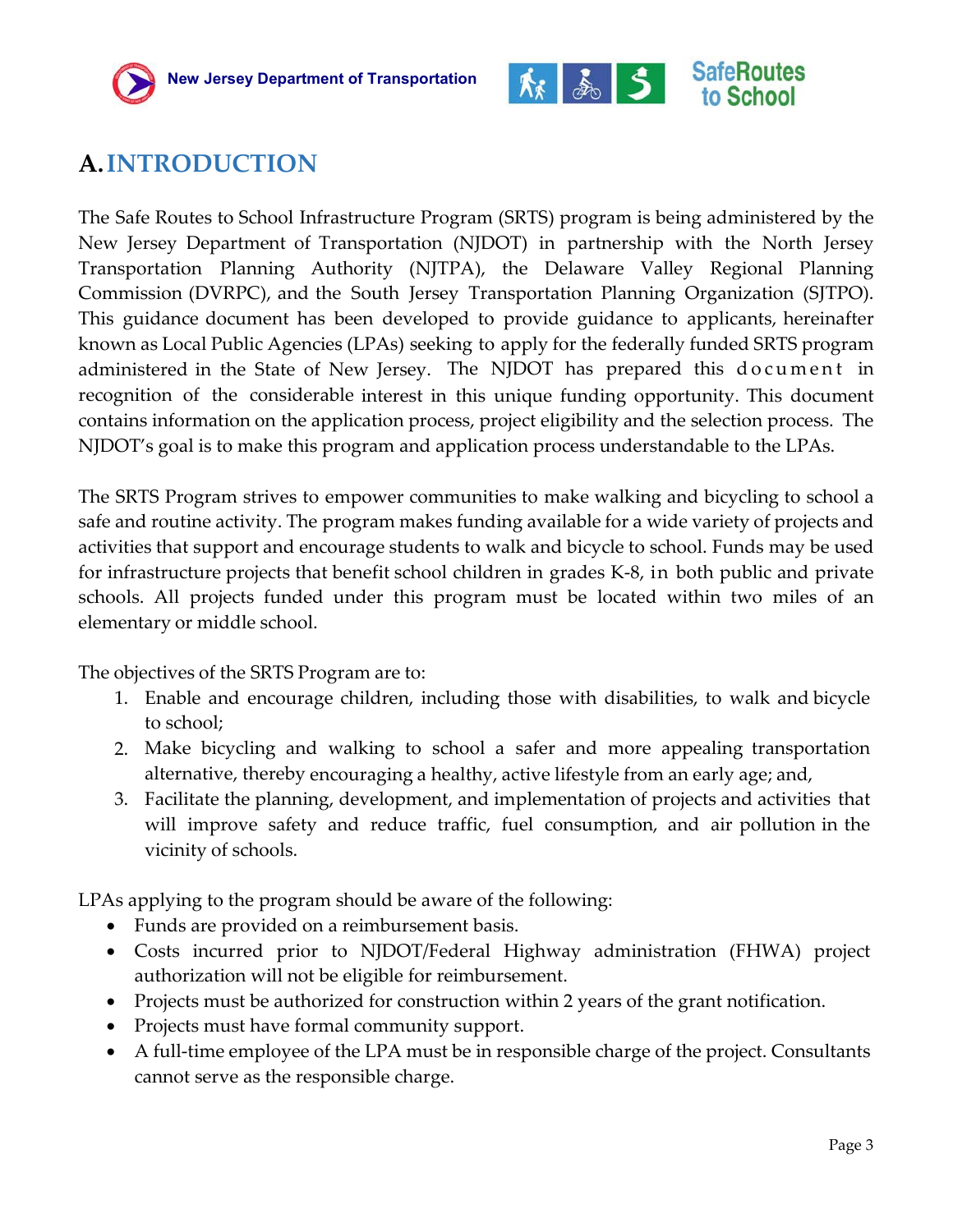# A. INTRODUCTION

The Safe Routes to School Infrastructure Program (SRTS) program is being administered by the New Jersey Department of Transportation (NJDOT) in partnership with the North Jersey Transportation Planning Authority (NJTPA), the Delaware Valley Regional Planning Commission (DVRPC), and the South Jersey Transportation Planning Organization (SJTPO). This guidance document has been developed to provide guidance to applicants, hereinafter known as Local Public Agencies (LPAs) seeking to apply for the federally funded SRTS program administered in the State of New Jersey. The NJDOT has prepared this document in recognition of the considerable interest in this unique funding opportunity. This document contains information on the application process, project eligibility and the selection process. The NJDOT's goal is to make this program and application process understandable to the LPAs.

The SRTS Program strives to empower communities to make walking and bicycling to school a safe and routine activity. The program makes funding available for a wide variety of projects and activities that support and encourage students to walk and bicycle to school. Funds may be used for infrastructure projects that benefit school children in grades K-8, in both public and private schools. All projects funded under this program must be located within two miles of an elementary or middle school.

The objectives of the SRTS Program are to:

1. Enable and encourage children, including those with disabilities, to walk and bicycle to school;
2. Make bicycling and walking to school a safer and more appealing transportation alternative, thereby encouraging a healthy, active lifestyle from an early age; and,
3. Facilitate the planning, development, and implementation of projects and activities that will improve safety and reduce traffic, fuel consumption, and air pollution in the vicinity of schools.

LPAs applying to the program should be aware of the following:

- Funds are provided on a reimbursement basis.
- Costs incurred prior to NJDOT/Federal Highway administration (FHWA) project authorization will not be eligible for reimbursement.
- Projects must be authorized for construction within 2 years of the grant notification.
- Projects must have formal community support.
- A full-time employee of the LPA must be in responsible charge of the project. Consultants cannot serve as the responsible charge.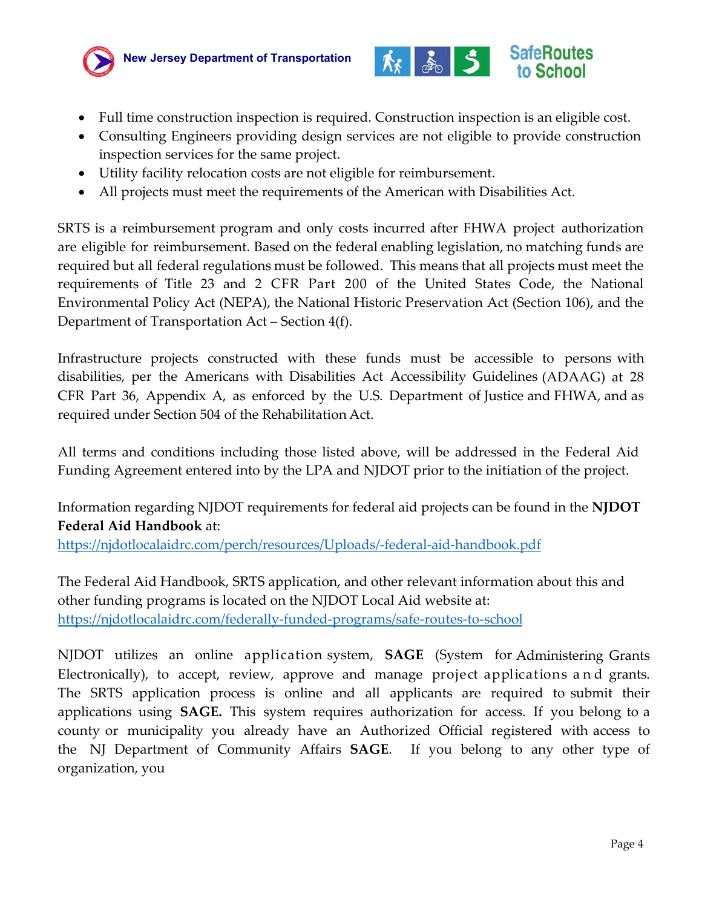- Full time construction inspection is required. Construction inspection is an eligible cost.
- Consulting Engineers providing design services are not eligible to provide construction inspection services for the same project.
- Utility facility relocation costs are not eligible for reimbursement.
- All projects must meet the requirements of the American with Disabilities Act.

SRTS is a reimbursement program and only costs incurred after FHWA project authorization are eligible for reimbursement. Based on the federal enabling legislation, no matching funds are required but all federal regulations must be followed. This means that all projects must meet the requirements of Title 23 and 2 CFR Part 200 of the United States Code, the National Environmental Policy Act (NEPA), the National Historic Preservation Act (Section 106), and the Department of Transportation Act – Section 4(f).

Infrastructure projects constructed with these funds must be accessible to persons with disabilities, per the Americans with Disabilities Act Accessibility Guidelines (ADAAG) at 28 CFR Part 36, Appendix A, as enforced by the U.S. Department of Justice and FHWA, and as required under Section 504 of the Rehabilitation Act.

All terms and conditions including those listed above, will be addressed in the Federal Aid Funding Agreement entered into by the LPA and NJDOT prior to the initiation of the project.

Information regarding NJDOT requirements for federal aid projects can be found in the **NJDOT Federal Aid Handbook** at:
https://njdotlocalaidrc.com/perch/resources/Uploads/-federal-aid-handbook.pdf

The Federal Aid Handbook, SRTS application, and other relevant information about this and other funding programs is located on the NJDOT Local Aid website at:
https://njdotlocalaidrc.com/federally-funded-programs/safe-routes-to-school

NJDOT utilizes an online application system, **SAGE** (System for Administering Grants Electronically), to accept, review, approve and manage project applications and grants. The SRTS application process is online and all applicants are required to submit their applications using **SAGE.** This system requires authorization for access. If you belong to a county or municipality you already have an Authorized Official registered with access to the NJ Department of Community Affairs **SAGE**. If you belong to any other type of organization, you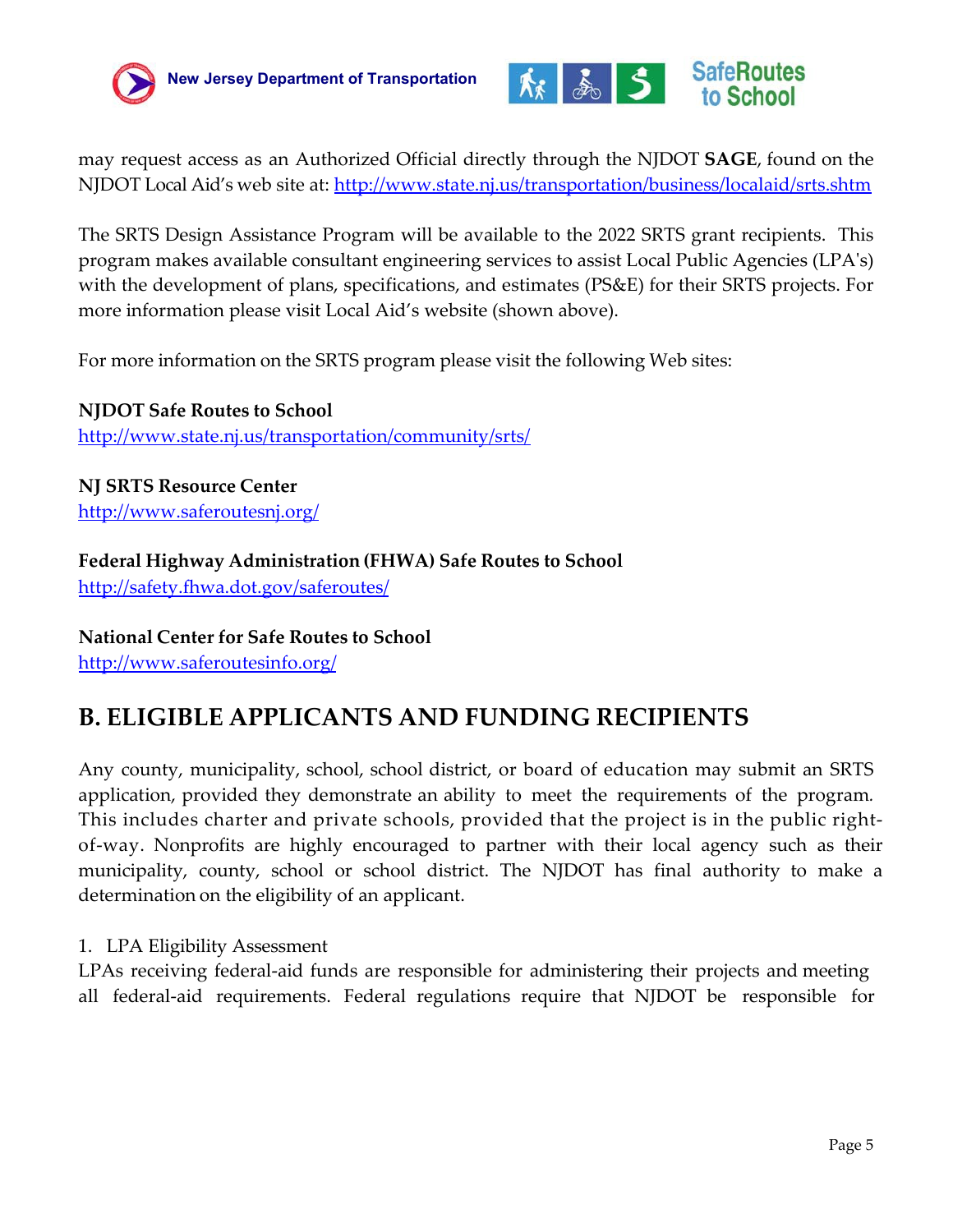may request access as an Authorized Official directly through the NJDOT **SAGE**, found on the NJDOT Local Aid's web site at: http://www.state.nj.us/transportation/business/localaid/srts.shtm

The SRTS Design Assistance Program will be available to the 2022 SRTS grant recipients. This program makes available consultant engineering services to assist Local Public Agencies (LPA's) with the development of plans, specifications, and estimates (PS&E) for their SRTS projects. For more information please visit Local Aid's website (shown above).

For more information on the SRTS program please visit the following Web sites:

**NJDOT Safe Routes to School**
http://www.state.nj.us/transportation/community/srts/

**NJ SRTS Resource Center**
http://www.saferoutesnj.org/

**Federal Highway Administration (FHWA) Safe Routes to School**
http://safety.fhwa.dot.gov/saferoutes/

**National Center for Safe Routes to School**
http://www.saferoutesinfo.org/

## B. ELIGIBLE APPLICANTS AND FUNDING RECIPIENTS

Any county, municipality, school, school district, or board of education may submit an SRTS application, provided they demonstrate an ability to meet the requirements of the program. This includes charter and private schools, provided that the project is in the public right-of-way. Nonprofits are highly encouraged to partner with their local agency such as their municipality, county, school or school district. The NJDOT has final authority to make a determination on the eligibility of an applicant.

1. LPA Eligibility Assessment

LPAs receiving federal-aid funds are responsible for administering their projects and meeting all federal-aid requirements. Federal regulations require that NJDOT be responsible for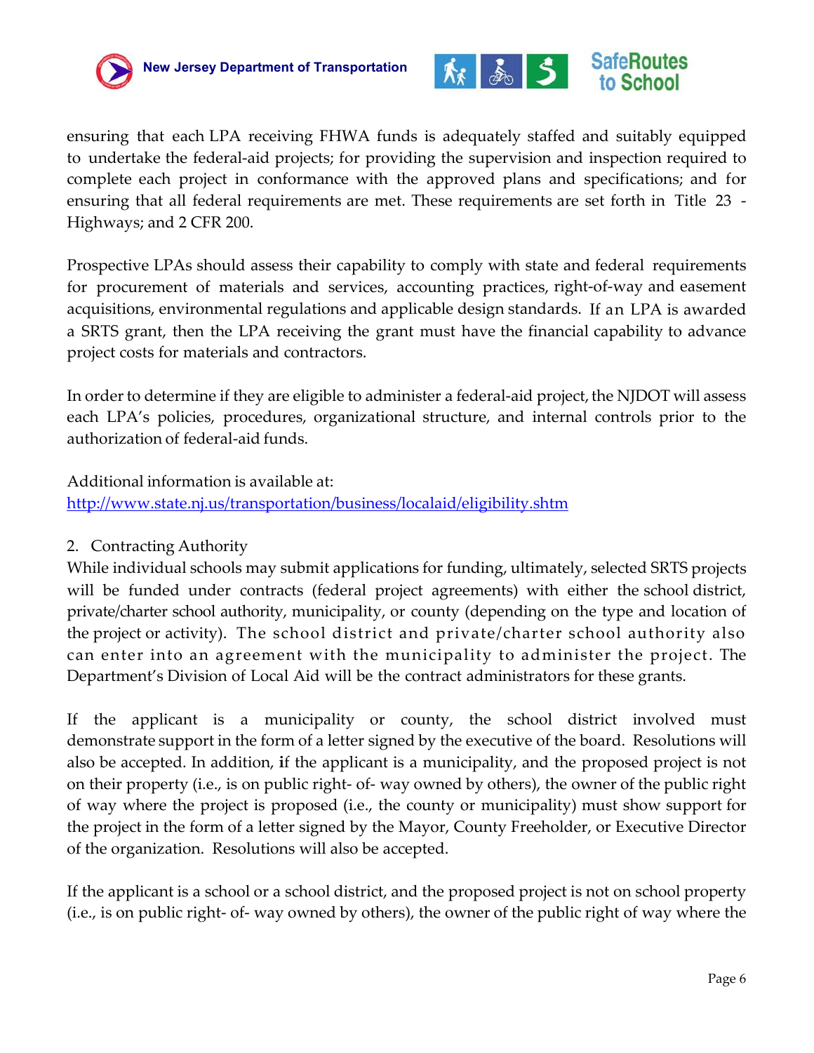ensuring that each LPA receiving FHWA funds is adequately staffed and suitably equipped to undertake the federal-aid projects; for providing the supervision and inspection required to complete each project in conformance with the approved plans and specifications; and for ensuring that all federal requirements are met. These requirements are set forth in Title 23 - Highways; and 2 CFR 200.

Prospective LPAs should assess their capability to comply with state and federal requirements for procurement of materials and services, accounting practices, right-of-way and easement acquisitions, environmental regulations and applicable design standards. If an LPA is awarded a SRTS grant, then the LPA receiving the grant must have the financial capability to advance project costs for materials and contractors.

In order to determine if they are eligible to administer a federal-aid project, the NJDOT will assess each LPA's policies, procedures, organizational structure, and internal controls prior to the authorization of federal-aid funds.

Additional information is available at:
[http://www.state.nj.us/transportation/business/localaid/eligibility.shtm](http://www.state.nj.us/transportation/business/localaid/eligibility.shtm)

2. Contracting Authority

While individual schools may submit applications for funding, ultimately, selected SRTS projects will be funded under contracts (federal project agreements) with either the school district, private/charter school authority, municipality, or county (depending on the type and location of the project or activity). The school district and private/charter school authority also can enter into an agreement with the municipality to administer the project. The Department's Division of Local Aid will be the contract administrators for these grants.

If the applicant is a municipality or county, the school district involved must demonstrate support in the form of a letter signed by the executive of the board. Resolutions will also be accepted. In addition, **i**f the applicant is a municipality, and the proposed project is not on their property (i.e., is on public right- of- way owned by others), the owner of the public right of way where the project is proposed (i.e., the county or municipality) must show support for the project in the form of a letter signed by the Mayor, County Freeholder, or Executive Director of the organization. Resolutions will also be accepted.

If the applicant is a school or a school district, and the proposed project is not on school property (i.e., is on public right- of- way owned by others), the owner of the public right of way where the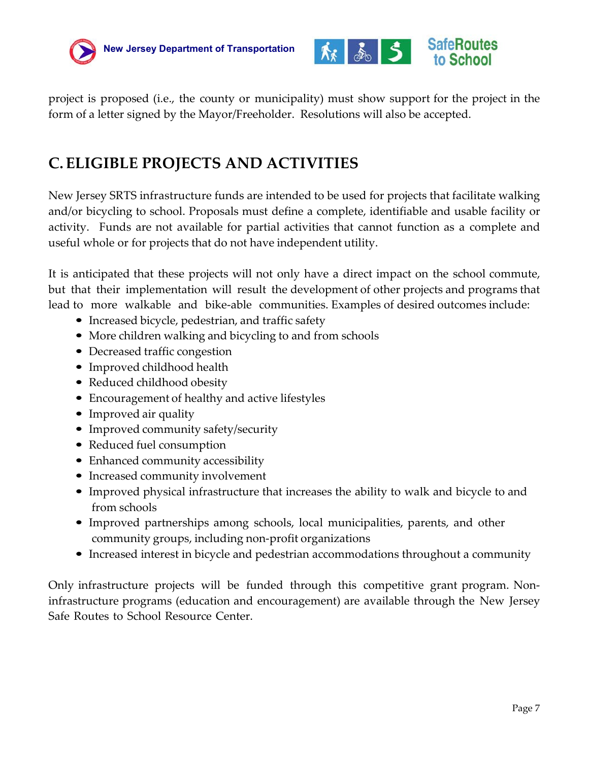project is proposed (i.e., the county or municipality) must show support for the project in the form of a letter signed by the Mayor/Freeholder. Resolutions will also be accepted.

## C. ELIGIBLE PROJECTS AND ACTIVITIES

New Jersey SRTS infrastructure funds are intended to be used for projects that facilitate walking and/or bicycling to school. Proposals must define a complete, identifiable and usable facility or activity. Funds are not available for partial activities that cannot function as a complete and useful whole or for projects that do not have independent utility.

It is anticipated that these projects will not only have a direct impact on the school commute, but that their implementation will result the development of other projects and programs that lead to more walkable and bike-able communities. Examples of desired outcomes include:

- Increased bicycle, pedestrian, and traffic safety
- More children walking and bicycling to and from schools
- Decreased traffic congestion
- Improved childhood health
- Reduced childhood obesity
- Encouragement of healthy and active lifestyles
- Improved air quality
- Improved community safety/security
- Reduced fuel consumption
- Enhanced community accessibility
- Increased community involvement
- Improved physical infrastructure that increases the ability to walk and bicycle to and from schools
- Improved partnerships among schools, local municipalities, parents, and other community groups, including non-profit organizations
- Increased interest in bicycle and pedestrian accommodations throughout a community

Only infrastructure projects will be funded through this competitive grant program. Non-infrastructure programs (education and encouragement) are available through the New Jersey Safe Routes to School Resource Center.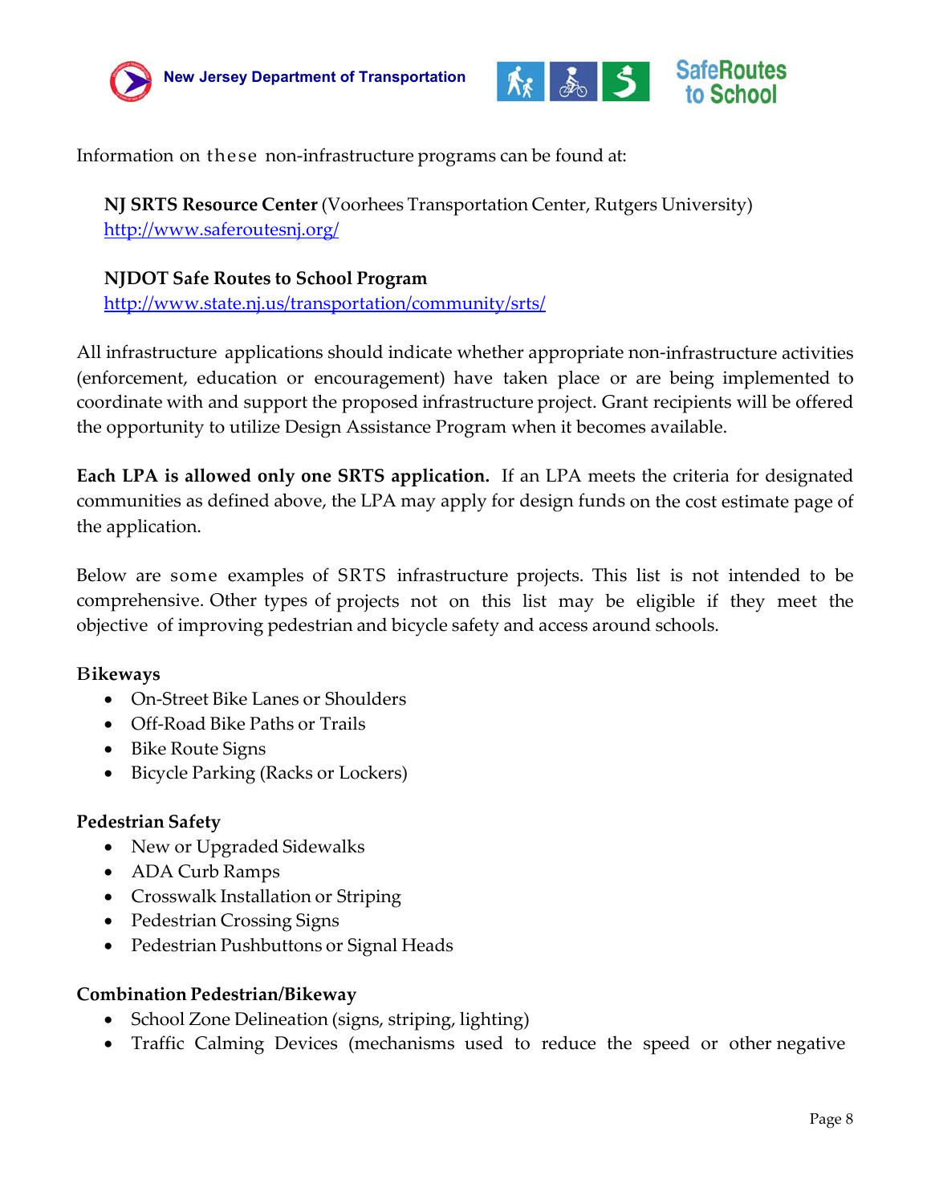Information on these non-infrastructure programs can be found at:

**NJ SRTS Resource Center** (Voorhees Transportation Center, Rutgers University)
http://www.saferoutesnj.org/

**NJDOT Safe Routes to School Program**
http://www.state.nj.us/transportation/community/srts/

All infrastructure applications should indicate whether appropriate non-infrastructure activities (enforcement, education or encouragement) have taken place or are being implemented to coordinate with and support the proposed infrastructure project. Grant recipients will be offered the opportunity to utilize Design Assistance Program when it becomes available.

**Each LPA is allowed only one SRTS application.** If an LPA meets the criteria for designated communities as defined above, the LPA may apply for design funds on the cost estimate page of the application.

Below are some examples of SRTS infrastructure projects. This list is not intended to be comprehensive. Other types of projects not on this list may be eligible if they meet the objective of improving pedestrian and bicycle safety and access around schools.

**Bikeways**

- On-Street Bike Lanes or Shoulders
- Off-Road Bike Paths or Trails
- Bike Route Signs
- Bicycle Parking (Racks or Lockers)

**Pedestrian Safety**

- New or Upgraded Sidewalks
- ADA Curb Ramps
- Crosswalk Installation or Striping
- Pedestrian Crossing Signs
- Pedestrian Pushbuttons or Signal Heads

**Combination Pedestrian/Bikeway**

- School Zone Delineation (signs, striping, lighting)
- Traffic Calming Devices (mechanisms used to reduce the speed or other negative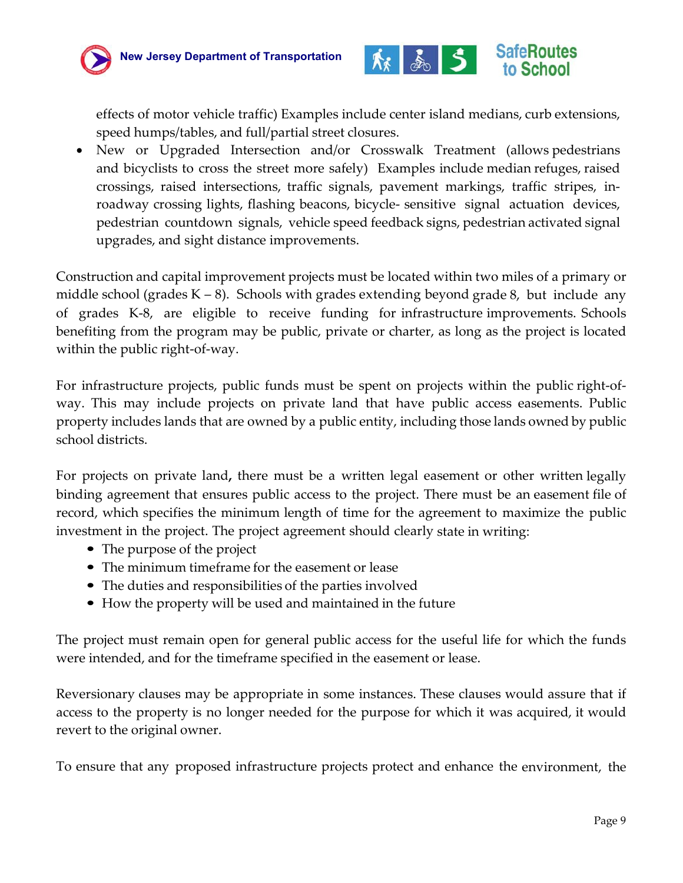effects of motor vehicle traffic) Examples include center island medians, curb extensions, speed humps/tables, and full/partial street closures.

- New or Upgraded Intersection and/or Crosswalk Treatment (allows pedestrians and bicyclists to cross the street more safely) Examples include median refuges, raised crossings, raised intersections, traffic signals, pavement markings, traffic stripes, in-roadway crossing lights, flashing beacons, bicycle- sensitive signal actuation devices, pedestrian countdown signals, vehicle speed feedback signs, pedestrian activated signal upgrades, and sight distance improvements.

Construction and capital improvement projects must be located within two miles of a primary or middle school (grades K – 8). Schools with grades extending beyond grade 8, but include any of grades K-8, are eligible to receive funding for infrastructure improvements. Schools benefiting from the program may be public, private or charter, as long as the project is located within the public right-of-way.

For infrastructure projects, public funds must be spent on projects within the public right-of-way. This may include projects on private land that have public access easements. Public property includes lands that are owned by a public entity, including those lands owned by public school districts.

For projects on private land**,** there must be a written legal easement or other written legally binding agreement that ensures public access to the project. There must be an easement file of record, which specifies the minimum length of time for the agreement to maximize the public investment in the project. The project agreement should clearly state in writing:

- The purpose of the project
- The minimum timeframe for the easement or lease
- The duties and responsibilities of the parties involved
- How the property will be used and maintained in the future

The project must remain open for general public access for the useful life for which the funds were intended, and for the timeframe specified in the easement or lease.

Reversionary clauses may be appropriate in some instances. These clauses would assure that if access to the property is no longer needed for the purpose for which it was acquired, it would revert to the original owner.

To ensure that any proposed infrastructure projects protect and enhance the environment, the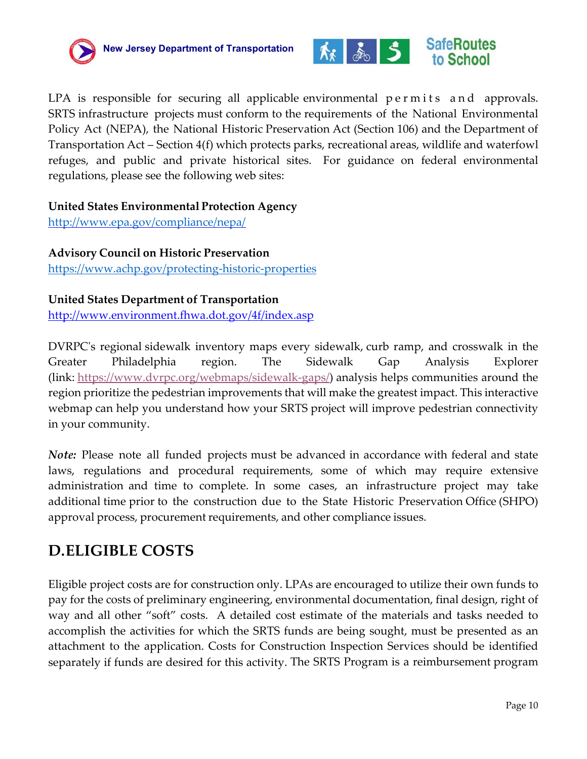LPA is responsible for securing all applicable environmental permits and approvals. SRTS infrastructure projects must conform to the requirements of the National Environmental Policy Act (NEPA), the National Historic Preservation Act (Section 106) and the Department of Transportation Act – Section 4(f) which protects parks, recreational areas, wildlife and waterfowl refuges, and public and private historical sites. For guidance on federal environmental regulations, please see the following web sites:

**United States Environmental Protection Agency**
http://www.epa.gov/compliance/nepa/

**Advisory Council on Historic Preservation**
https://www.achp.gov/protecting-historic-properties

**United States Department of Transportation**
http://www.environment.fhwa.dot.gov/4f/index.asp

DVRPC's regional sidewalk inventory maps every sidewalk, curb ramp, and crosswalk in the Greater Philadelphia region. The Sidewalk Gap Analysis Explorer (link: https://www.dvrpc.org/webmaps/sidewalk-gaps/) analysis helps communities around the region prioritize the pedestrian improvements that will make the greatest impact. This interactive webmap can help you understand how your SRTS project will improve pedestrian connectivity in your community.

***Note:*** Please note all funded projects must be advanced in accordance with federal and state laws, regulations and procedural requirements, some of which may require extensive administration and time to complete. In some cases, an infrastructure project may take additional time prior to the construction due to the State Historic Preservation Office (SHPO) approval process, procurement requirements, and other compliance issues.

## D.ELIGIBLE COSTS

Eligible project costs are for construction only. LPAs are encouraged to utilize their own funds to pay for the costs of preliminary engineering, environmental documentation, final design, right of way and all other "soft" costs. A detailed cost estimate of the materials and tasks needed to accomplish the activities for which the SRTS funds are being sought, must be presented as an attachment to the application. Costs for Construction Inspection Services should be identified separately if funds are desired for this activity. The SRTS Program is a reimbursement program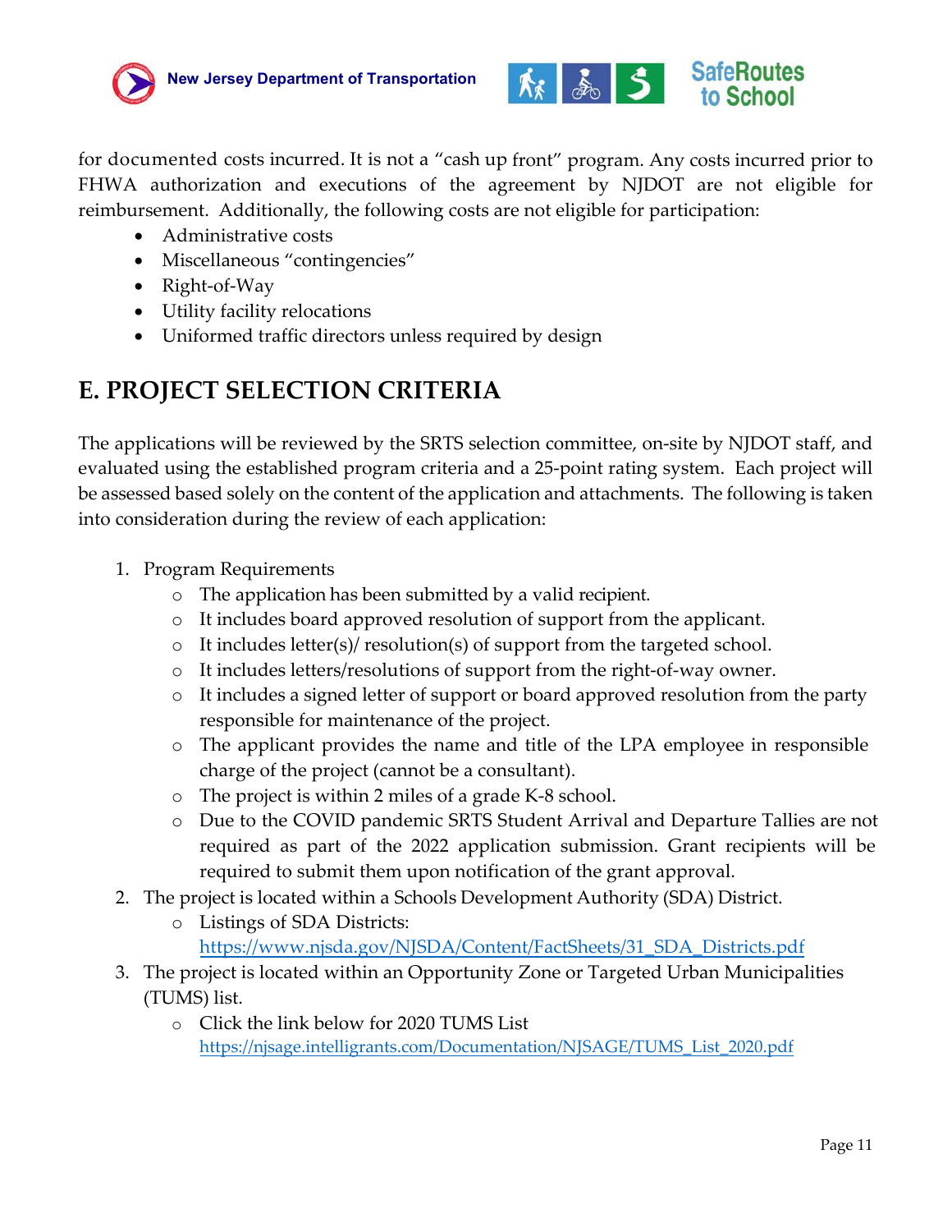for documented costs incurred. It is not a “cash up front” program. Any costs incurred prior to FHWA authorization and executions of the agreement by NJDOT are not eligible for reimbursement. Additionally, the following costs are not eligible for participation:

- Administrative costs
- Miscellaneous “contingencies”
- Right-of-Way
- Utility facility relocations
- Uniformed traffic directors unless required by design

# E. PROJECT SELECTION CRITERIA

The applications will be reviewed by the SRTS selection committee, on-site by NJDOT staff, and evaluated using the established program criteria and a 25-point rating system. Each project will be assessed based solely on the content of the application and attachments. The following is taken into consideration during the review of each application:

1. Program Requirements
   - The application has been submitted by a valid recipient.
   - It includes board approved resolution of support from the applicant.
   - It includes letter(s)/ resolution(s) of support from the targeted school.
   - It includes letters/resolutions of support from the right-of-way owner.
   - It includes a signed letter of support or board approved resolution from the party responsible for maintenance of the project.
   - The applicant provides the name and title of the LPA employee in responsible charge of the project (cannot be a consultant).
   - The project is within 2 miles of a grade K-8 school.
   - Due to the COVID pandemic SRTS Student Arrival and Departure Tallies are not required as part of the 2022 application submission. Grant recipients will be required to submit them upon notification of the grant approval.
2. The project is located within a Schools Development Authority (SDA) District.
   - Listings of SDA Districts: https://www.njsda.gov/NJSDA/Content/FactSheets/31_SDA_Districts.pdf
3. The project is located within an Opportunity Zone or Targeted Urban Municipalities (TUMS) list.
   - Click the link below for 2020 TUMS List https://njsage.intelligrants.com/Documentation/NJSAGE/TUMS_List_2020.pdf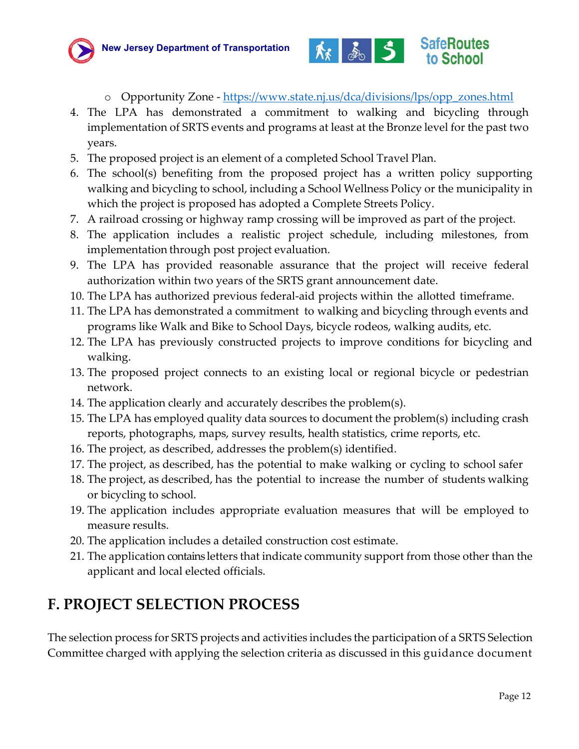- Opportunity Zone - https://www.state.nj.us/dca/divisions/lps/opp_zones.html

4. The LPA has demonstrated a commitment to walking and bicycling through implementation of SRTS events and programs at least at the Bronze level for the past two years.
5. The proposed project is an element of a completed School Travel Plan.
6. The school(s) benefiting from the proposed project has a written policy supporting walking and bicycling to school, including a School Wellness Policy or the municipality in which the project is proposed has adopted a Complete Streets Policy.
7. A railroad crossing or highway ramp crossing will be improved as part of the project.
8. The application includes a realistic project schedule, including milestones, from implementation through post project evaluation.
9. The LPA has provided reasonable assurance that the project will receive federal authorization within two years of the SRTS grant announcement date.
10. The LPA has authorized previous federal-aid projects within the allotted timeframe.
11. The LPA has demonstrated a commitment to walking and bicycling through events and programs like Walk and Bike to School Days, bicycle rodeos, walking audits, etc.
12. The LPA has previously constructed projects to improve conditions for bicycling and walking.
13. The proposed project connects to an existing local or regional bicycle or pedestrian network.
14. The application clearly and accurately describes the problem(s).
15. The LPA has employed quality data sources to document the problem(s) including crash reports, photographs, maps, survey results, health statistics, crime reports, etc.
16. The project, as described, addresses the problem(s) identified.
17. The project, as described, has the potential to make walking or cycling to school safer
18. The project, as described, has the potential to increase the number of students walking or bicycling to school.
19. The application includes appropriate evaluation measures that will be employed to measure results.
20. The application includes a detailed construction cost estimate.
21. The application contains letters that indicate community support from those other than the applicant and local elected officials.

## F. PROJECT SELECTION PROCESS

The selection process for SRTS projects and activities includes the participation of a SRTS Selection Committee charged with applying the selection criteria as discussed in this guidance document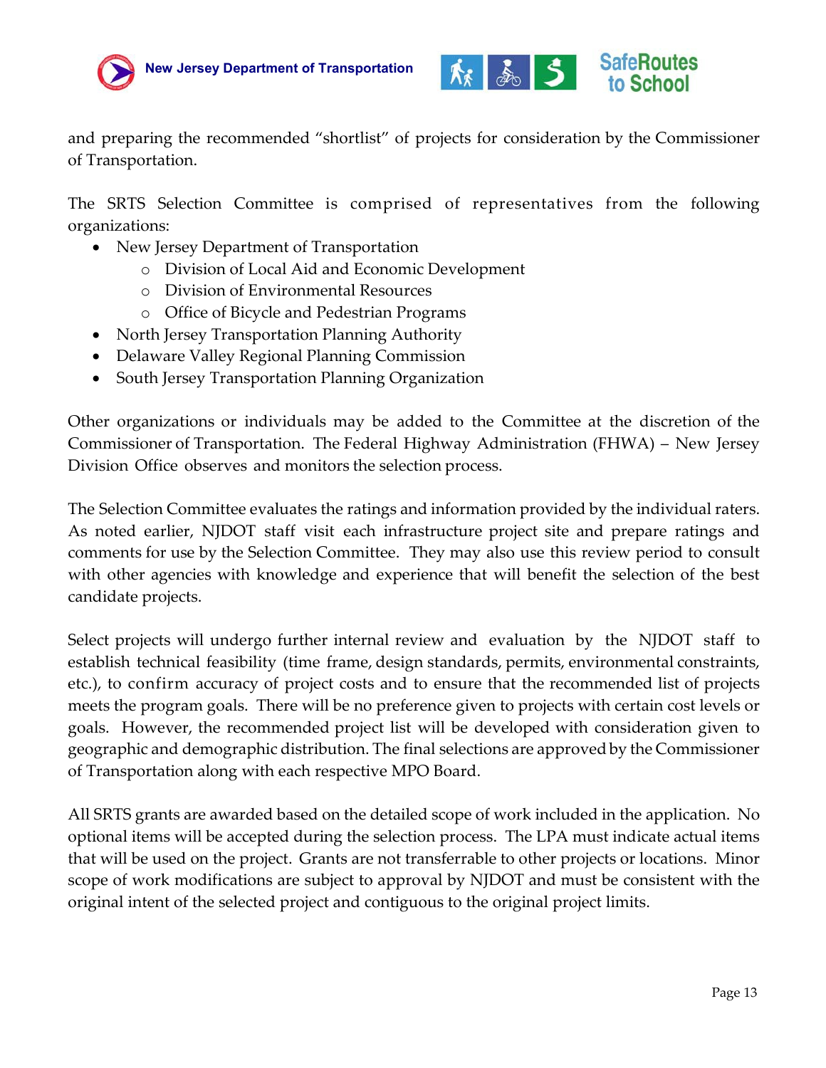and preparing the recommended "shortlist" of projects for consideration by the Commissioner of Transportation.

The SRTS Selection Committee is comprised of representatives from the following organizations:

- New Jersey Department of Transportation
  - Division of Local Aid and Economic Development
  - Division of Environmental Resources
  - Office of Bicycle and Pedestrian Programs
- North Jersey Transportation Planning Authority
- Delaware Valley Regional Planning Commission
- South Jersey Transportation Planning Organization

Other organizations or individuals may be added to the Committee at the discretion of the Commissioner of Transportation. The Federal Highway Administration (FHWA) – New Jersey Division Office observes and monitors the selection process.

The Selection Committee evaluates the ratings and information provided by the individual raters. As noted earlier, NJDOT staff visit each infrastructure project site and prepare ratings and comments for use by the Selection Committee. They may also use this review period to consult with other agencies with knowledge and experience that will benefit the selection of the best candidate projects.

Select projects will undergo further internal review and evaluation by the NJDOT staff to establish technical feasibility (time frame, design standards, permits, environmental constraints, etc.), to confirm accuracy of project costs and to ensure that the recommended list of projects meets the program goals. There will be no preference given to projects with certain cost levels or goals. However, the recommended project list will be developed with consideration given to geographic and demographic distribution. The final selections are approved by the Commissioner of Transportation along with each respective MPO Board.

All SRTS grants are awarded based on the detailed scope of work included in the application. No optional items will be accepted during the selection process. The LPA must indicate actual items that will be used on the project. Grants are not transferrable to other projects or locations. Minor scope of work modifications are subject to approval by NJDOT and must be consistent with the original intent of the selected project and contiguous to the original project limits.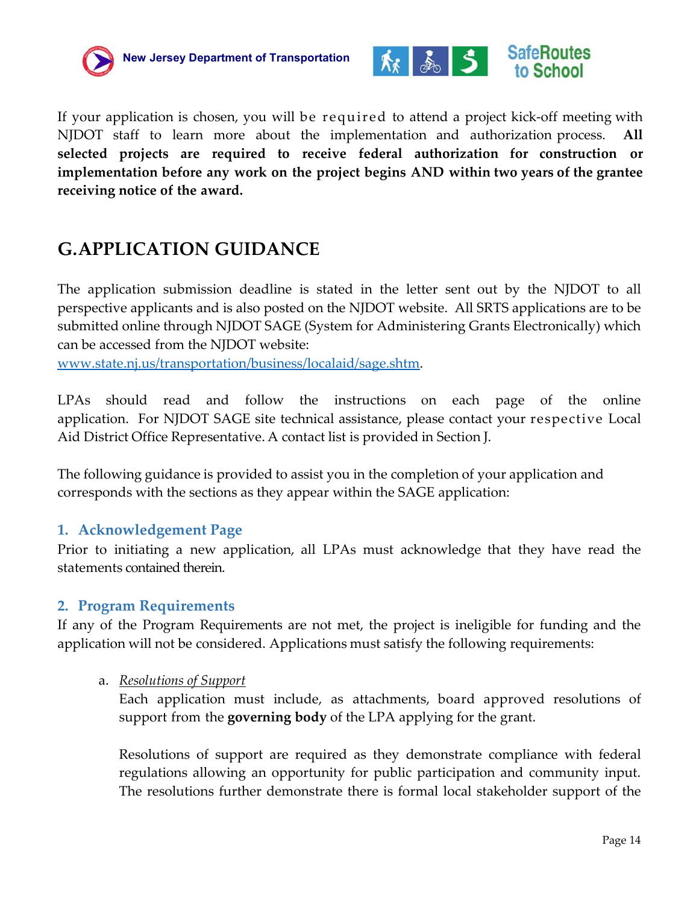If your application is chosen, you will be required to attend a project kick-off meeting with NJDOT staff to learn more about the implementation and authorization process. **All selected projects are required to receive federal authorization for construction or implementation before any work on the project begins AND within two years of the grantee receiving notice of the award.**

## G. APPLICATION GUIDANCE

The application submission deadline is stated in the letter sent out by the NJDOT to all perspective applicants and is also posted on the NJDOT website. All SRTS applications are to be submitted online through NJDOT SAGE (System for Administering Grants Electronically) which can be accessed from the NJDOT website:
[www.state.nj.us/transportation/business/localaid/sage.shtm](www.state.nj.us/transportation/business/localaid/sage.shtm).

LPAs should read and follow the instructions on each page of the online application. For NJDOT SAGE site technical assistance, please contact your respective Local Aid District Office Representative. A contact list is provided in Section J.

The following guidance is provided to assist you in the completion of your application and corresponds with the sections as they appear within the SAGE application:

### 1. Acknowledgement Page

Prior to initiating a new application, all LPAs must acknowledge that they have read the statements contained therein.

### 2. Program Requirements

If any of the Program Requirements are not met, the project is ineligible for funding and the application will not be considered. Applications must satisfy the following requirements:

a. *Resolutions of Support*

Each application must include, as attachments, board approved resolutions of support from the **governing body** of the LPA applying for the grant.

Resolutions of support are required as they demonstrate compliance with federal regulations allowing an opportunity for public participation and community input. The resolutions further demonstrate there is formal local stakeholder support of the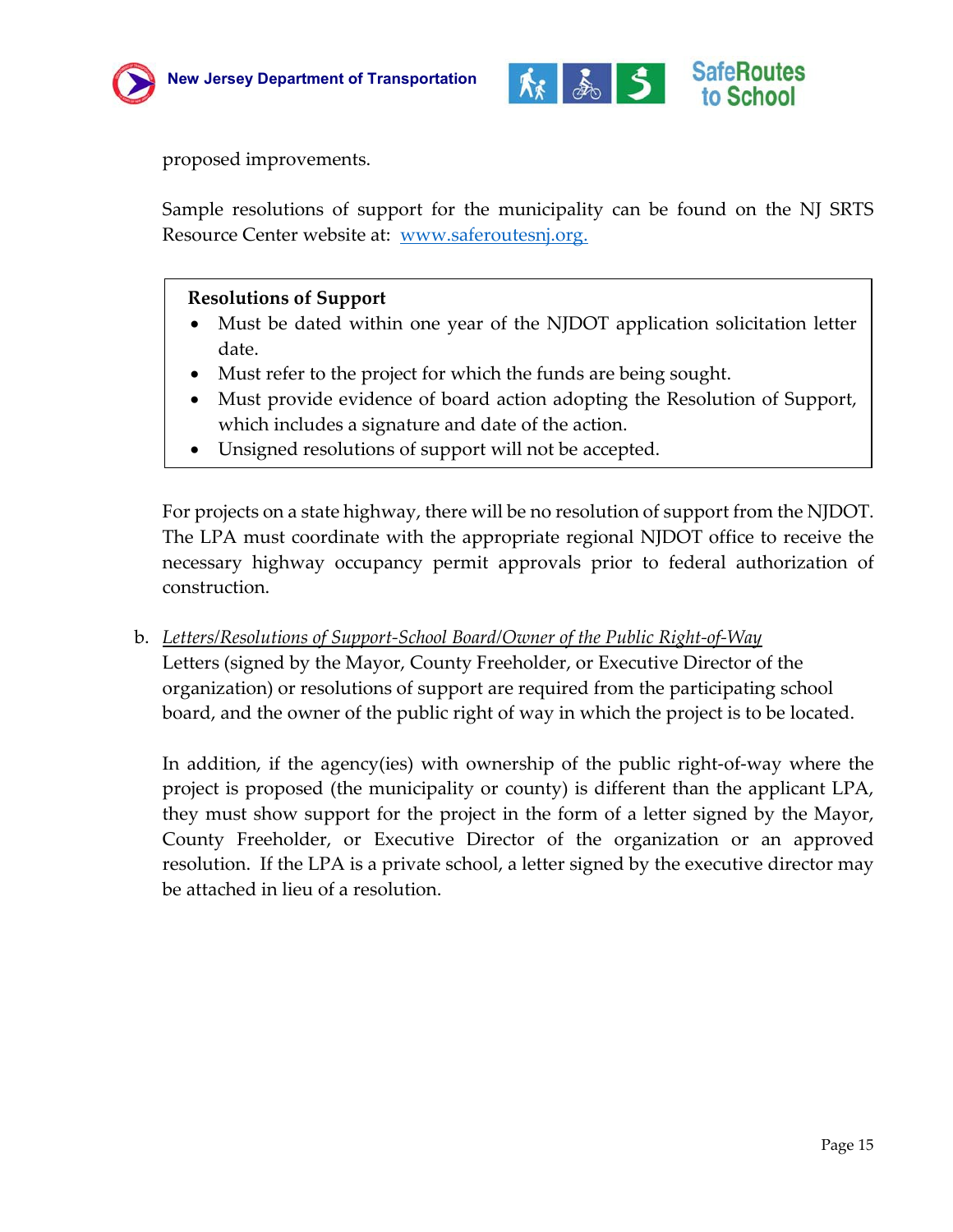proposed improvements.

Sample resolutions of support for the municipality can be found on the NJ SRTS Resource Center website at: [www.saferoutesnj.org.](http://www.saferoutesnj.org)

**Resolutions of Support**

- Must be dated within one year of the NJDOT application solicitation letter date.
- Must refer to the project for which the funds are being sought.
- Must provide evidence of board action adopting the Resolution of Support, which includes a signature and date of the action.
- Unsigned resolutions of support will not be accepted.

For projects on a state highway, there will be no resolution of support from the NJDOT. The LPA must coordinate with the appropriate regional NJDOT office to receive the necessary highway occupancy permit approvals prior to federal authorization of construction.

b. *Letters/Resolutions of Support-School Board/Owner of the Public Right-of-Way*
Letters (signed by the Mayor, County Freeholder, or Executive Director of the organization) or resolutions of support are required from the participating school board, and the owner of the public right of way in which the project is to be located.

In addition, if the agency(ies) with ownership of the public right-of-way where the project is proposed (the municipality or county) is different than the applicant LPA, they must show support for the project in the form of a letter signed by the Mayor, County Freeholder, or Executive Director of the organization or an approved resolution. If the LPA is a private school, a letter signed by the executive director may be attached in lieu of a resolution.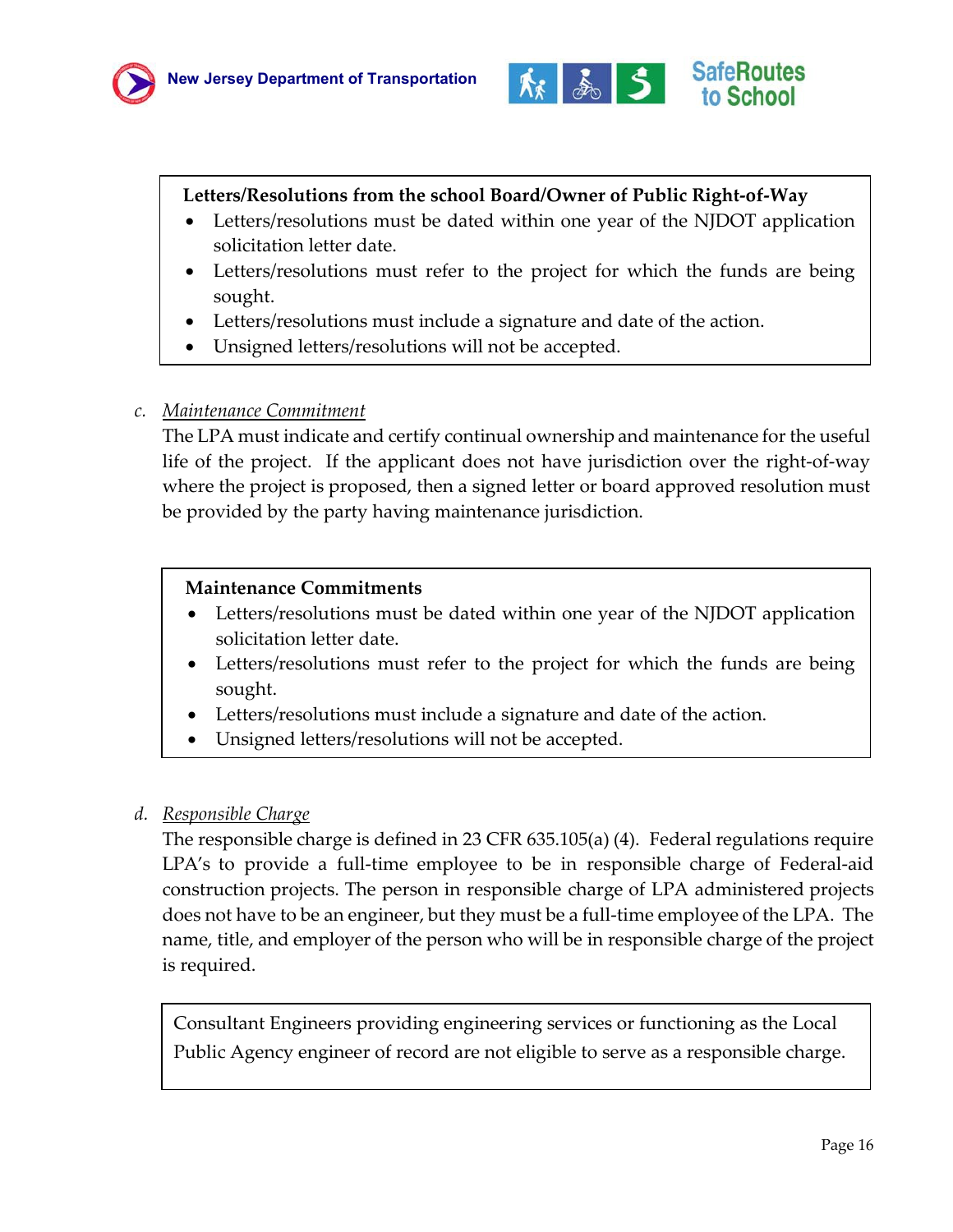**Letters/Resolutions from the school Board/Owner of Public Right-of-Way**

- Letters/resolutions must be dated within one year of the NJDOT application solicitation letter date.
- Letters/resolutions must refer to the project for which the funds are being sought.
- Letters/resolutions must include a signature and date of the action.
- Unsigned letters/resolutions will not be accepted.

c. *Maintenance Commitment*

The LPA must indicate and certify continual ownership and maintenance for the useful life of the project. If the applicant does not have jurisdiction over the right-of-way where the project is proposed, then a signed letter or board approved resolution must be provided by the party having maintenance jurisdiction.

**Maintenance Commitments**

- Letters/resolutions must be dated within one year of the NJDOT application solicitation letter date.
- Letters/resolutions must refer to the project for which the funds are being sought.
- Letters/resolutions must include a signature and date of the action.
- Unsigned letters/resolutions will not be accepted.

d. *Responsible Charge*

The responsible charge is defined in 23 CFR 635.105(a) (4). Federal regulations require LPA's to provide a full-time employee to be in responsible charge of Federal-aid construction projects. The person in responsible charge of LPA administered projects does not have to be an engineer, but they must be a full-time employee of the LPA. The name, title, and employer of the person who will be in responsible charge of the project is required.

Consultant Engineers providing engineering services or functioning as the Local Public Agency engineer of record are not eligible to serve as a responsible charge.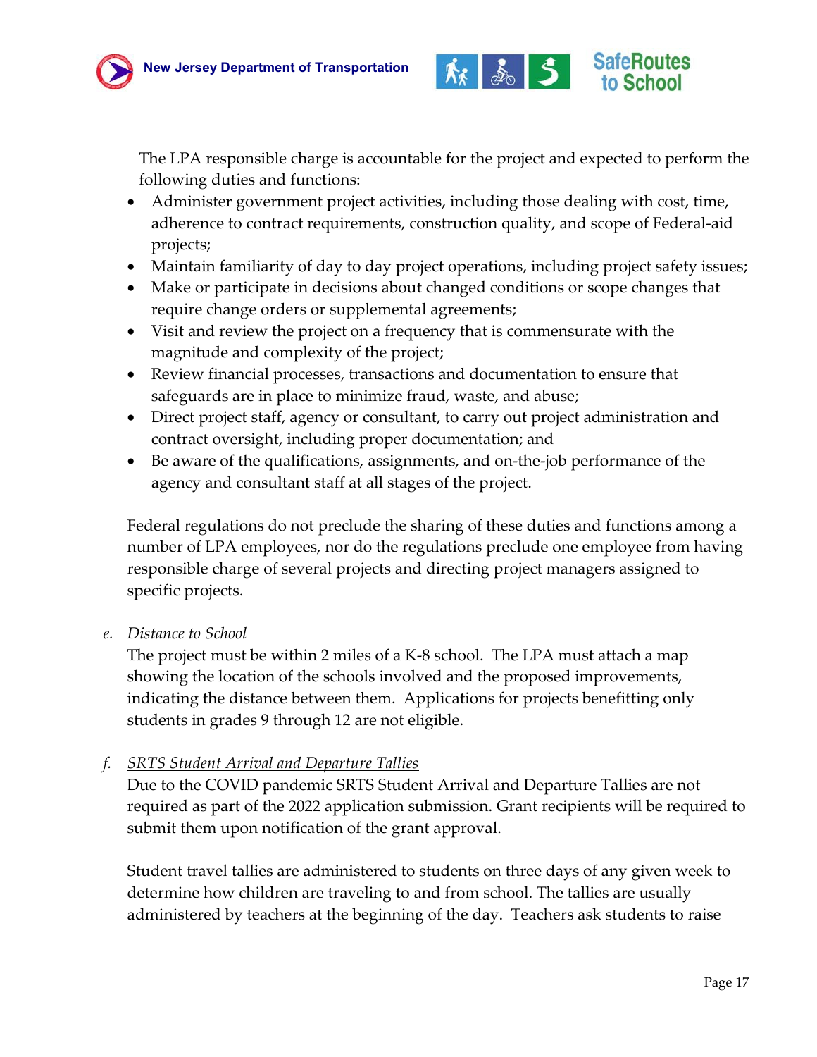The LPA responsible charge is accountable for the project and expected to perform the following duties and functions:

- Administer government project activities, including those dealing with cost, time, adherence to contract requirements, construction quality, and scope of Federal-aid projects;
- Maintain familiarity of day to day project operations, including project safety issues;
- Make or participate in decisions about changed conditions or scope changes that require change orders or supplemental agreements;
- Visit and review the project on a frequency that is commensurate with the magnitude and complexity of the project;
- Review financial processes, transactions and documentation to ensure that safeguards are in place to minimize fraud, waste, and abuse;
- Direct project staff, agency or consultant, to carry out project administration and contract oversight, including proper documentation; and
- Be aware of the qualifications, assignments, and on-the-job performance of the agency and consultant staff at all stages of the project.

Federal regulations do not preclude the sharing of these duties and functions among a number of LPA employees, nor do the regulations preclude one employee from having responsible charge of several projects and directing project managers assigned to specific projects.

e. *Distance to School*

The project must be within 2 miles of a K-8 school. The LPA must attach a map showing the location of the schools involved and the proposed improvements, indicating the distance between them. Applications for projects benefitting only students in grades 9 through 12 are not eligible.

f. *SRTS Student Arrival and Departure Tallies*

Due to the COVID pandemic SRTS Student Arrival and Departure Tallies are not required as part of the 2022 application submission. Grant recipients will be required to submit them upon notification of the grant approval.

Student travel tallies are administered to students on three days of any given week to determine how children are traveling to and from school. The tallies are usually administered by teachers at the beginning of the day. Teachers ask students to raise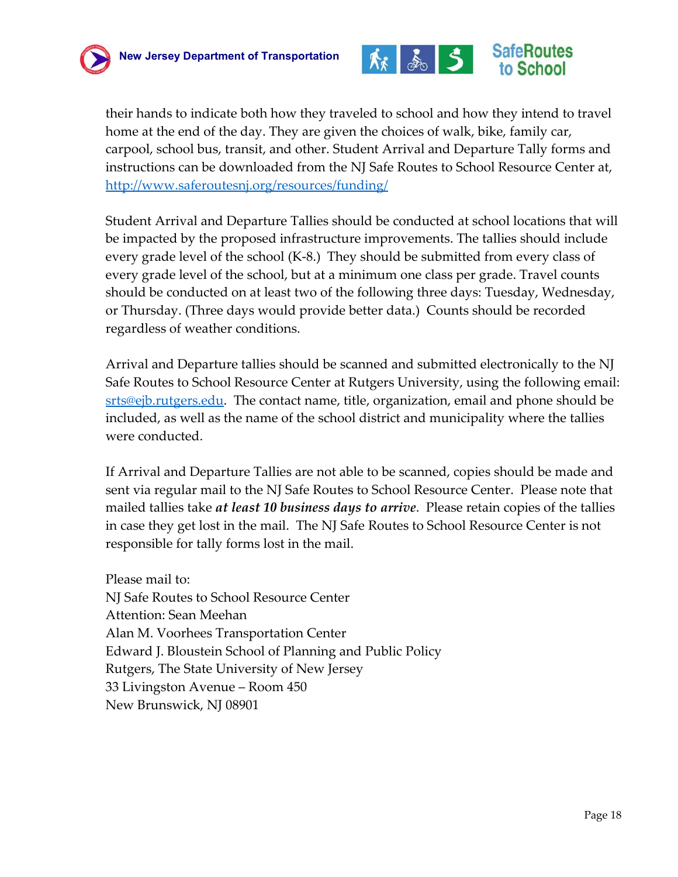their hands to indicate both how they traveled to school and how they intend to travel home at the end of the day. They are given the choices of walk, bike, family car, carpool, school bus, transit, and other. Student Arrival and Departure Tally forms and instructions can be downloaded from the NJ Safe Routes to School Resource Center at, [http://www.saferoutesnj.org/resources/funding/](http://www.saferoutesnj.org/resources/funding/)

Student Arrival and Departure Tallies should be conducted at school locations that will be impacted by the proposed infrastructure improvements. The tallies should include every grade level of the school (K-8.) They should be submitted from every class of every grade level of the school, but at a minimum one class per grade. Travel counts should be conducted on at least two of the following three days: Tuesday, Wednesday, or Thursday. (Three days would provide better data.) Counts should be recorded regardless of weather conditions.

Arrival and Departure tallies should be scanned and submitted electronically to the NJ Safe Routes to School Resource Center at Rutgers University, using the following email: [srts@ejb.rutgers.edu](mailto:srts@ejb.rutgers.edu). The contact name, title, organization, email and phone should be included, as well as the name of the school district and municipality where the tallies were conducted.

If Arrival and Departure Tallies are not able to be scanned, copies should be made and sent via regular mail to the NJ Safe Routes to School Resource Center. Please note that mailed tallies take ***at least 10 business days to arrive***. Please retain copies of the tallies in case they get lost in the mail. The NJ Safe Routes to School Resource Center is not responsible for tally forms lost in the mail.

Please mail to:
NJ Safe Routes to School Resource Center
Attention: Sean Meehan
Alan M. Voorhees Transportation Center
Edward J. Bloustein School of Planning and Public Policy
Rutgers, The State University of New Jersey
33 Livingston Avenue – Room 450
New Brunswick, NJ 08901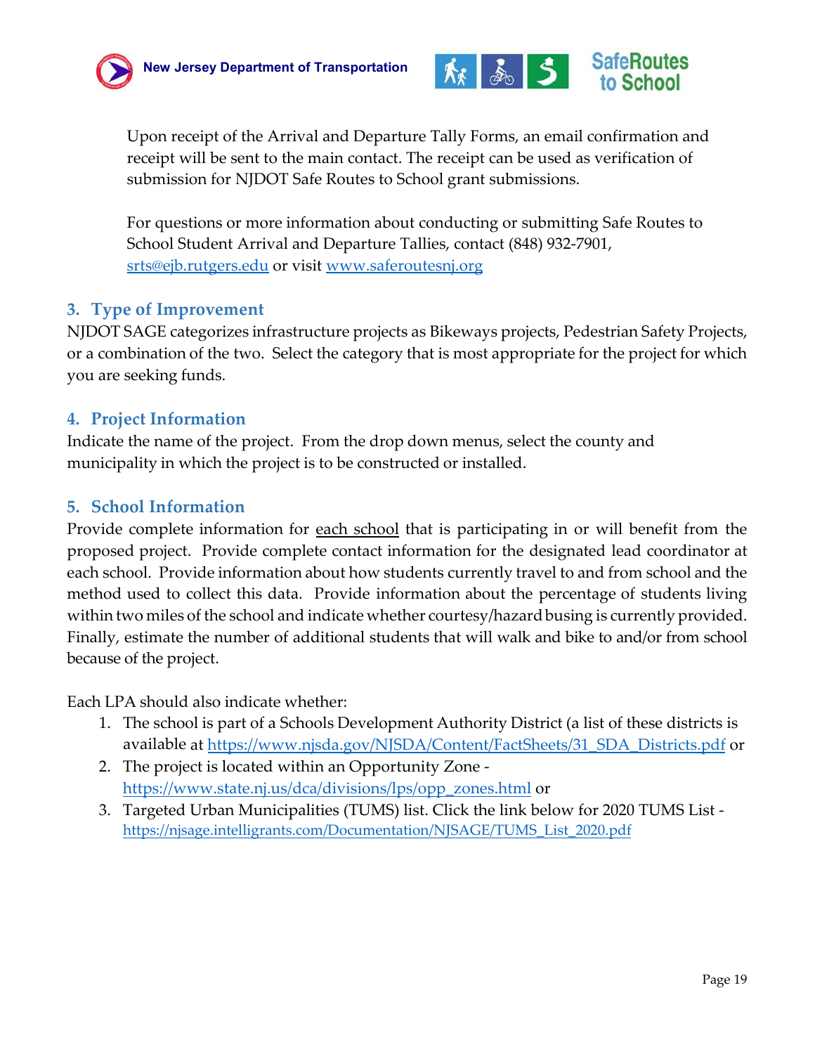Upon receipt of the Arrival and Departure Tally Forms, an email confirmation and receipt will be sent to the main contact. The receipt can be used as verification of submission for NJDOT Safe Routes to School grant submissions.

For questions or more information about conducting or submitting Safe Routes to School Student Arrival and Departure Tallies, contact (848) 932-7901, srts@ejb.rutgers.edu or visit www.saferoutesnj.org

## 3. Type of Improvement

NJDOT SAGE categorizes infrastructure projects as Bikeways projects, Pedestrian Safety Projects, or a combination of the two. Select the category that is most appropriate for the project for which you are seeking funds.

## 4. Project Information

Indicate the name of the project. From the drop down menus, select the county and municipality in which the project is to be constructed or installed.

## 5. School Information

Provide complete information for each school that is participating in or will benefit from the proposed project. Provide complete contact information for the designated lead coordinator at each school. Provide information about how students currently travel to and from school and the method used to collect this data. Provide information about the percentage of students living within two miles of the school and indicate whether courtesy/hazard busing is currently provided. Finally, estimate the number of additional students that will walk and bike to and/or from school because of the project.

Each LPA should also indicate whether:

1. The school is part of a Schools Development Authority District (a list of these districts is available at https://www.njsda.gov/NJSDA/Content/FactSheets/31_SDA_Districts.pdf or
2. The project is located within an Opportunity Zone - https://www.state.nj.us/dca/divisions/lps/opp_zones.html or
3. Targeted Urban Municipalities (TUMS) list. Click the link below for 2020 TUMS List - https://njsage.intelligrants.com/Documentation/NJSAGE/TUMS_List_2020.pdf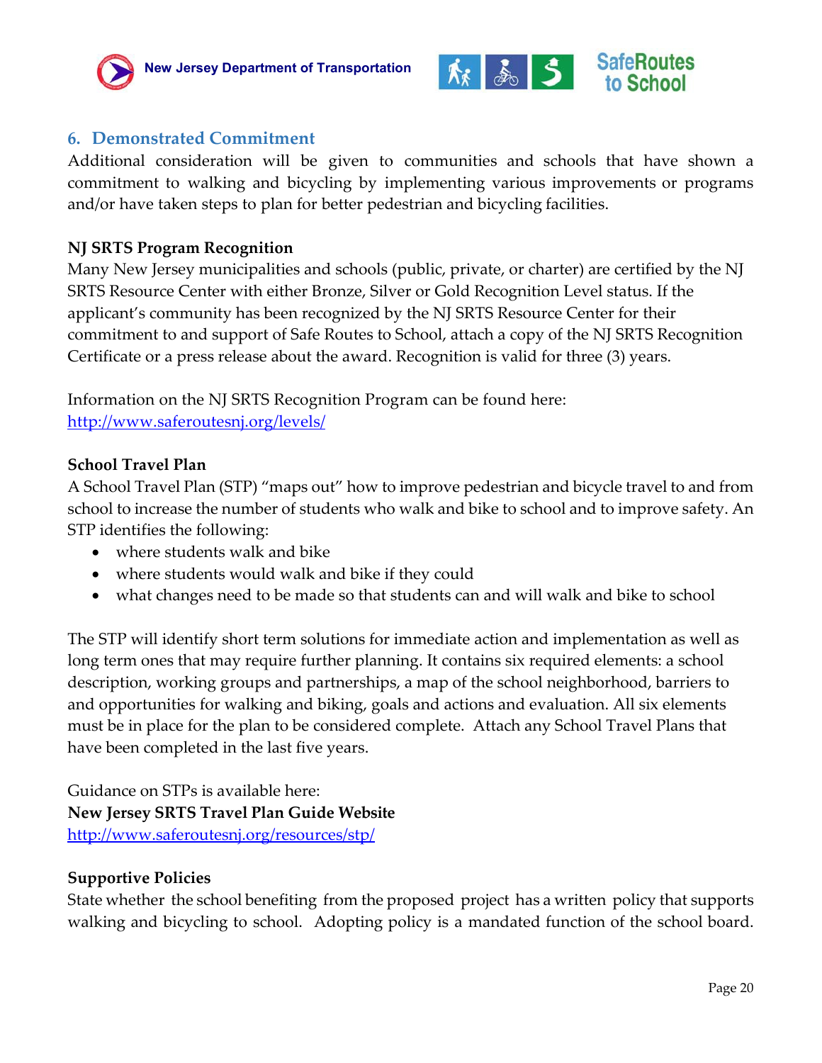## 6. Demonstrated Commitment

Additional consideration will be given to communities and schools that have shown a commitment to walking and bicycling by implementing various improvements or programs and/or have taken steps to plan for better pedestrian and bicycling facilities.

**NJ SRTS Program Recognition**

Many New Jersey municipalities and schools (public, private, or charter) are certified by the NJ SRTS Resource Center with either Bronze, Silver or Gold Recognition Level status. If the applicant's community has been recognized by the NJ SRTS Resource Center for their commitment to and support of Safe Routes to School, attach a copy of the NJ SRTS Recognition Certificate or a press release about the award. Recognition is valid for three (3) years.

Information on the NJ SRTS Recognition Program can be found here:
http://www.saferoutesnj.org/levels/

**School Travel Plan**

A School Travel Plan (STP) "maps out" how to improve pedestrian and bicycle travel to and from school to increase the number of students who walk and bike to school and to improve safety. An STP identifies the following:

- where students walk and bike
- where students would walk and bike if they could
- what changes need to be made so that students can and will walk and bike to school

The STP will identify short term solutions for immediate action and implementation as well as long term ones that may require further planning. It contains six required elements: a school description, working groups and partnerships, a map of the school neighborhood, barriers to and opportunities for walking and biking, goals and actions and evaluation. All six elements must be in place for the plan to be considered complete. Attach any School Travel Plans that have been completed in the last five years.

Guidance on STPs is available here:
**New Jersey SRTS Travel Plan Guide Website**
http://www.saferoutesnj.org/resources/stp/

**Supportive Policies**

State whether the school benefiting from the proposed project has a written policy that supports walking and bicycling to school. Adopting policy is a mandated function of the school board.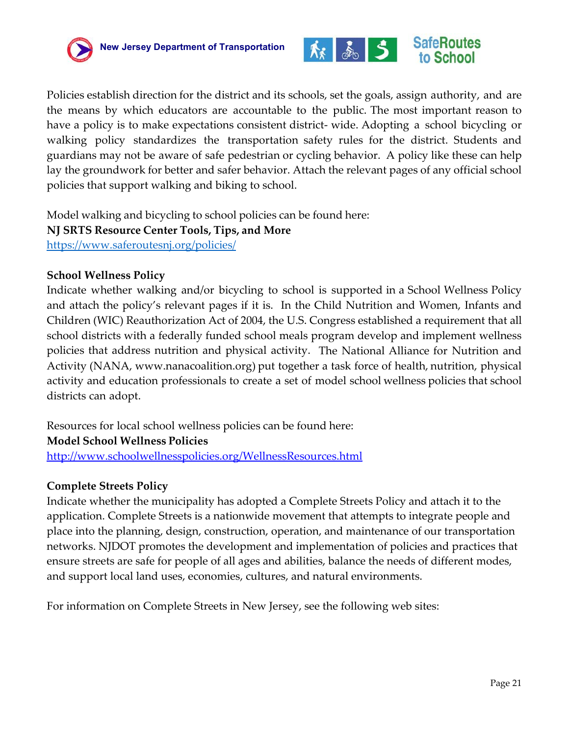Policies establish direction for the district and its schools, set the goals, assign authority, and are the means by which educators are accountable to the public. The most important reason to have a policy is to make expectations consistent district- wide. Adopting a school bicycling or walking policy standardizes the transportation safety rules for the district. Students and guardians may not be aware of safe pedestrian or cycling behavior. A policy like these can help lay the groundwork for better and safer behavior. Attach the relevant pages of any official school policies that support walking and biking to school.

Model walking and bicycling to school policies can be found here:
**NJ SRTS Resource Center Tools, Tips, and More**
https://www.saferoutesnj.org/policies/

**School Wellness Policy**

Indicate whether walking and/or bicycling to school is supported in a School Wellness Policy and attach the policy's relevant pages if it is. In the Child Nutrition and Women, Infants and Children (WIC) Reauthorization Act of 2004, the U.S. Congress established a requirement that all school districts with a federally funded school meals program develop and implement wellness policies that address nutrition and physical activity. The National Alliance for Nutrition and Activity (NANA, www.nanacoalition.org) put together a task force of health, nutrition, physical activity and education professionals to create a set of model school wellness policies that school districts can adopt.

Resources for local school wellness policies can be found here:
**Model School Wellness Policies**
http://www.schoolwellnesspolicies.org/WellnessResources.html

**Complete Streets Policy**

Indicate whether the municipality has adopted a Complete Streets Policy and attach it to the application. Complete Streets is a nationwide movement that attempts to integrate people and place into the planning, design, construction, operation, and maintenance of our transportation networks. NJDOT promotes the development and implementation of policies and practices that ensure streets are safe for people of all ages and abilities, balance the needs of different modes, and support local land uses, economies, cultures, and natural environments.

For information on Complete Streets in New Jersey, see the following web sites: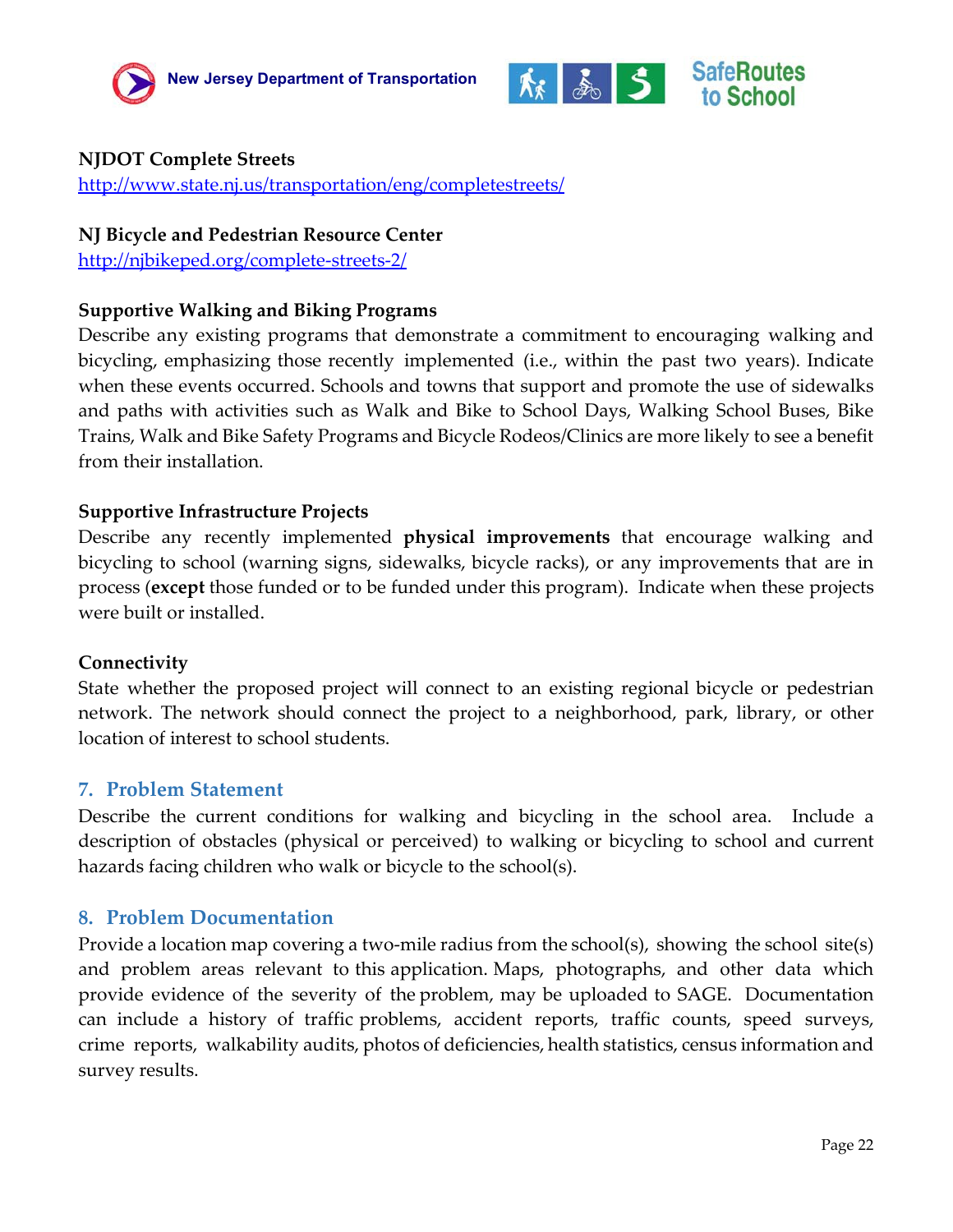**NJDOT Complete Streets**

http://www.state.nj.us/transportation/eng/completestreets/

**NJ Bicycle and Pedestrian Resource Center**

http://njbikeped.org/complete-streets-2/

**Supportive Walking and Biking Programs**

Describe any existing programs that demonstrate a commitment to encouraging walking and bicycling, emphasizing those recently implemented (i.e., within the past two years). Indicate when these events occurred. Schools and towns that support and promote the use of sidewalks and paths with activities such as Walk and Bike to School Days, Walking School Buses, Bike Trains, Walk and Bike Safety Programs and Bicycle Rodeos/Clinics are more likely to see a benefit from their installation.

**Supportive Infrastructure Projects**

Describe any recently implemented **physical improvements** that encourage walking and bicycling to school (warning signs, sidewalks, bicycle racks), or any improvements that are in process (**except** those funded or to be funded under this program). Indicate when these projects were built or installed.

**Connectivity**

State whether the proposed project will connect to an existing regional bicycle or pedestrian network. The network should connect the project to a neighborhood, park, library, or other location of interest to school students.

## 7. Problem Statement

Describe the current conditions for walking and bicycling in the school area. Include a description of obstacles (physical or perceived) to walking or bicycling to school and current hazards facing children who walk or bicycle to the school(s).

## 8. Problem Documentation

Provide a location map covering a two-mile radius from the school(s), showing the school site(s) and problem areas relevant to this application. Maps, photographs, and other data which provide evidence of the severity of the problem, may be uploaded to SAGE. Documentation can include a history of traffic problems, accident reports, traffic counts, speed surveys, crime reports, walkability audits, photos of deficiencies, health statistics, census information and survey results.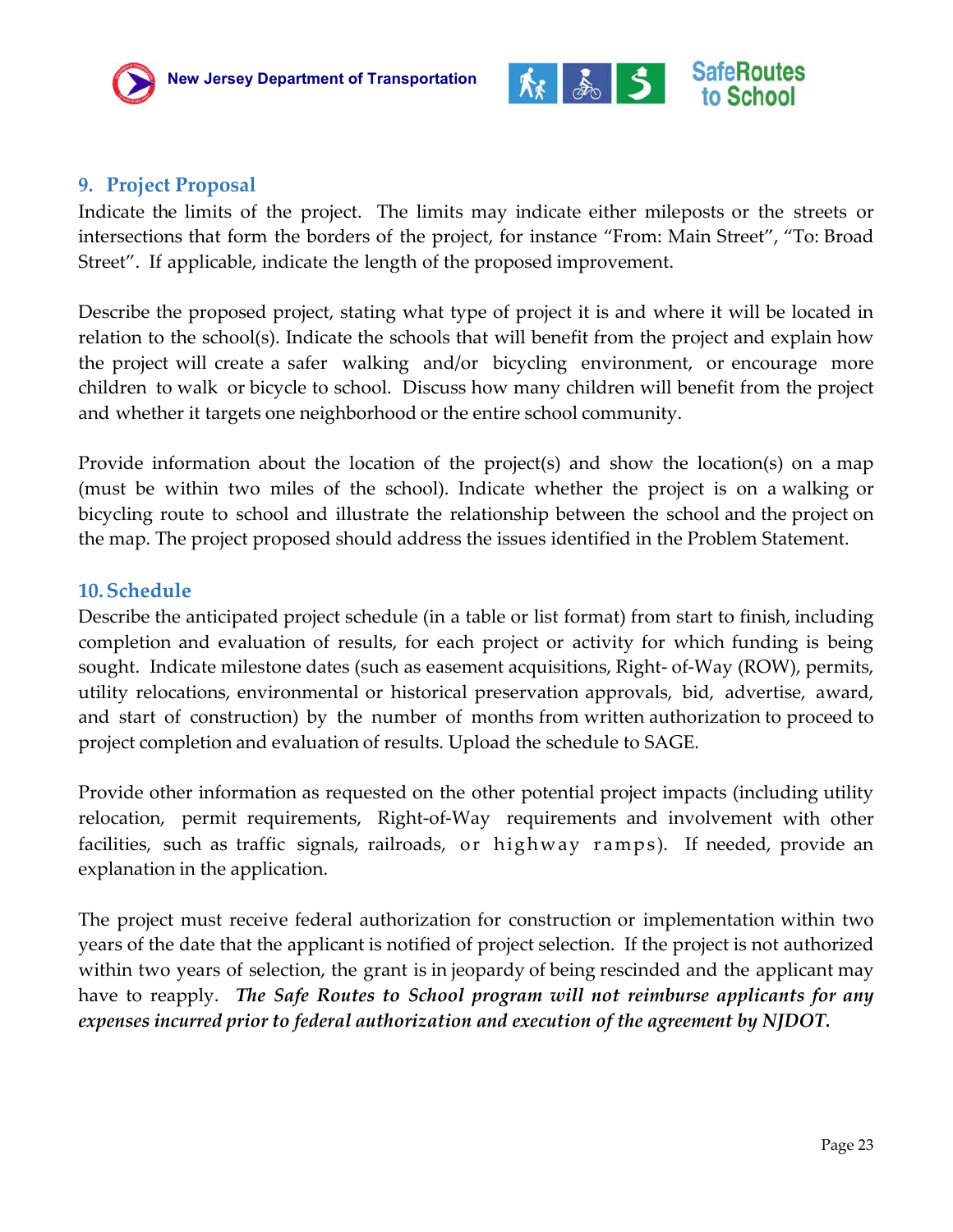## 9. Project Proposal

Indicate the limits of the project. The limits may indicate either mileposts or the streets or intersections that form the borders of the project, for instance "From: Main Street", "To: Broad Street". If applicable, indicate the length of the proposed improvement.

Describe the proposed project, stating what type of project it is and where it will be located in relation to the school(s). Indicate the schools that will benefit from the project and explain how the project will create a safer walking and/or bicycling environment, or encourage more children to walk or bicycle to school. Discuss how many children will benefit from the project and whether it targets one neighborhood or the entire school community.

Provide information about the location of the project(s) and show the location(s) on a map (must be within two miles of the school). Indicate whether the project is on a walking or bicycling route to school and illustrate the relationship between the school and the project on the map. The project proposed should address the issues identified in the Problem Statement.

## 10. Schedule

Describe the anticipated project schedule (in a table or list format) from start to finish, including completion and evaluation of results, for each project or activity for which funding is being sought. Indicate milestone dates (such as easement acquisitions, Right- of-Way (ROW), permits, utility relocations, environmental or historical preservation approvals, bid, advertise, award, and start of construction) by the number of months from written authorization to proceed to project completion and evaluation of results. Upload the schedule to SAGE.

Provide other information as requested on the other potential project impacts (including utility relocation, permit requirements, Right-of-Way requirements and involvement with other facilities, such as traffic signals, railroads, or highway ramps). If needed, provide an explanation in the application.

The project must receive federal authorization for construction or implementation within two years of the date that the applicant is notified of project selection. If the project is not authorized within two years of selection, the grant is in jeopardy of being rescinded and the applicant may have to reapply. ***The Safe Routes to School program will not reimburse applicants for any expenses incurred prior to federal authorization and execution of the agreement by NJDOT.***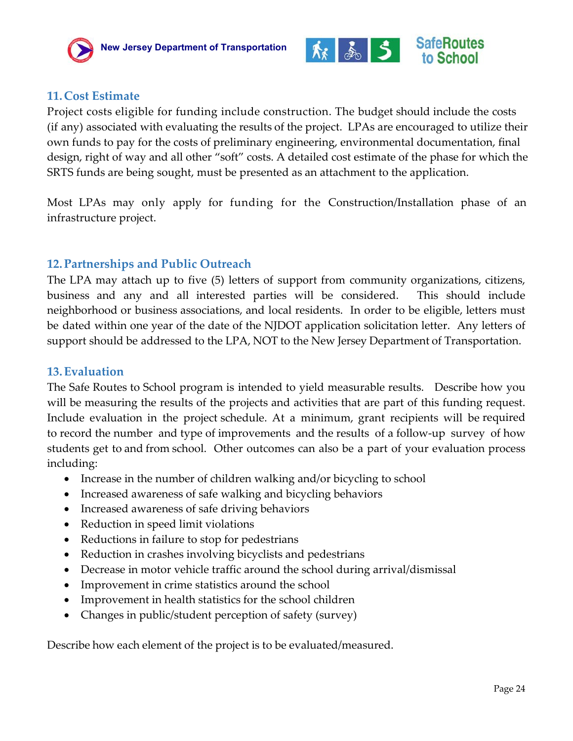## 11. Cost Estimate

Project costs eligible for funding include construction. The budget should include the costs (if any) associated with evaluating the results of the project. LPAs are encouraged to utilize their own funds to pay for the costs of preliminary engineering, environmental documentation, final design, right of way and all other "soft" costs. A detailed cost estimate of the phase for which the SRTS funds are being sought, must be presented as an attachment to the application.

Most LPAs may only apply for funding for the Construction/Installation phase of an infrastructure project.

## 12. Partnerships and Public Outreach

The LPA may attach up to five (5) letters of support from community organizations, citizens, business and any and all interested parties will be considered. This should include neighborhood or business associations, and local residents. In order to be eligible, letters must be dated within one year of the date of the NJDOT application solicitation letter. Any letters of support should be addressed to the LPA, NOT to the New Jersey Department of Transportation.

## 13. Evaluation

The Safe Routes to School program is intended to yield measurable results. Describe how you will be measuring the results of the projects and activities that are part of this funding request. Include evaluation in the project schedule. At a minimum, grant recipients will be required to record the number and type of improvements and the results of a follow-up survey of how students get to and from school. Other outcomes can also be a part of your evaluation process including:

- Increase in the number of children walking and/or bicycling to school
- Increased awareness of safe walking and bicycling behaviors
- Increased awareness of safe driving behaviors
- Reduction in speed limit violations
- Reductions in failure to stop for pedestrians
- Reduction in crashes involving bicyclists and pedestrians
- Decrease in motor vehicle traffic around the school during arrival/dismissal
- Improvement in crime statistics around the school
- Improvement in health statistics for the school children
- Changes in public/student perception of safety (survey)

Describe how each element of the project is to be evaluated/measured.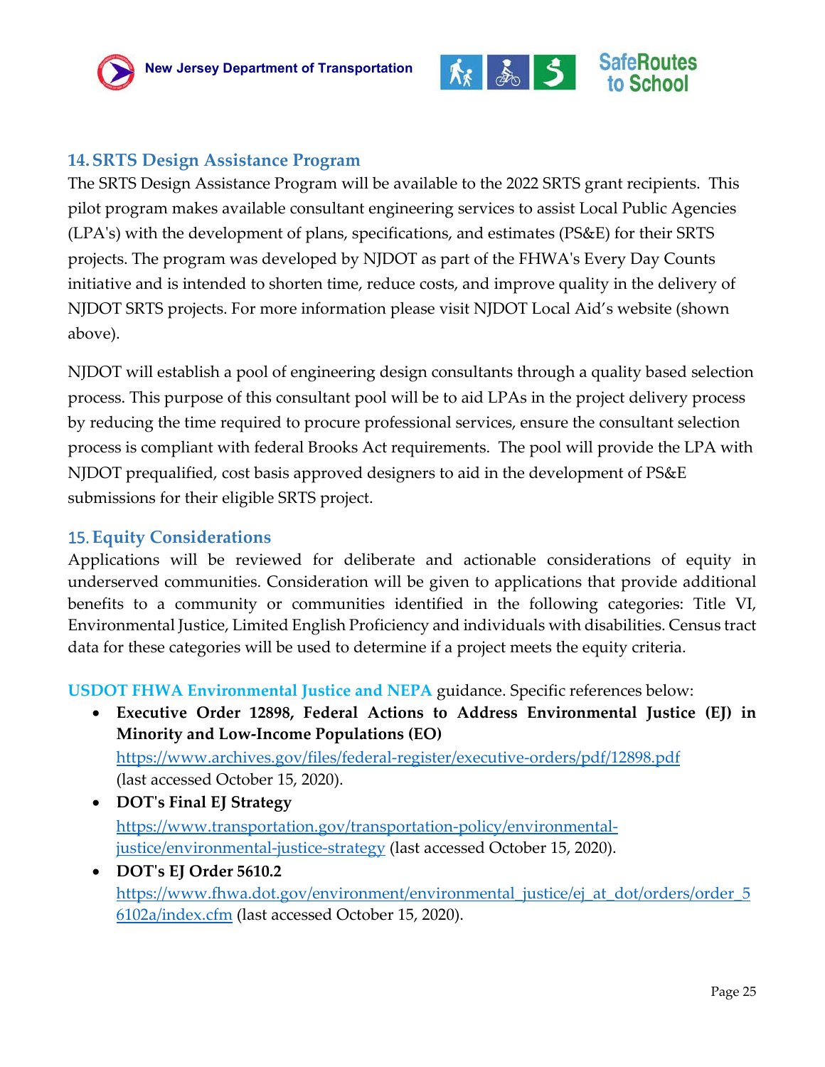## 14. SRTS Design Assistance Program

The SRTS Design Assistance Program will be available to the 2022 SRTS grant recipients. This pilot program makes available consultant engineering services to assist Local Public Agencies (LPA's) with the development of plans, specifications, and estimates (PS&E) for their SRTS projects. The program was developed by NJDOT as part of the FHWA's Every Day Counts initiative and is intended to shorten time, reduce costs, and improve quality in the delivery of NJDOT SRTS projects. For more information please visit NJDOT Local Aid's website (shown above).

NJDOT will establish a pool of engineering design consultants through a quality based selection process. This purpose of this consultant pool will be to aid LPAs in the project delivery process by reducing the time required to procure professional services, ensure the consultant selection process is compliant with federal Brooks Act requirements. The pool will provide the LPA with NJDOT prequalified, cost basis approved designers to aid in the development of PS&E submissions for their eligible SRTS project.

## 15. Equity Considerations

Applications will be reviewed for deliberate and actionable considerations of equity in underserved communities. Consideration will be given to applications that provide additional benefits to a community or communities identified in the following categories: Title VI, Environmental Justice, Limited English Proficiency and individuals with disabilities. Census tract data for these categories will be used to determine if a project meets the equity criteria.

**USDOT FHWA Environmental Justice and NEPA** guidance. Specific references below:

- **Executive Order 12898, Federal Actions to Address Environmental Justice (EJ) in Minority and Low-Income Populations (EO)**
  https://www.archives.gov/files/federal-register/executive-orders/pdf/12898.pdf (last accessed October 15, 2020).
- **DOT's Final EJ Strategy**
  https://www.transportation.gov/transportation-policy/environmental-justice/environmental-justice-strategy (last accessed October 15, 2020).
- **DOT's EJ Order 5610.2**
  https://www.fhwa.dot.gov/environment/environmental_justice/ej_at_dot/orders/order_56102a/index.cfm (last accessed October 15, 2020).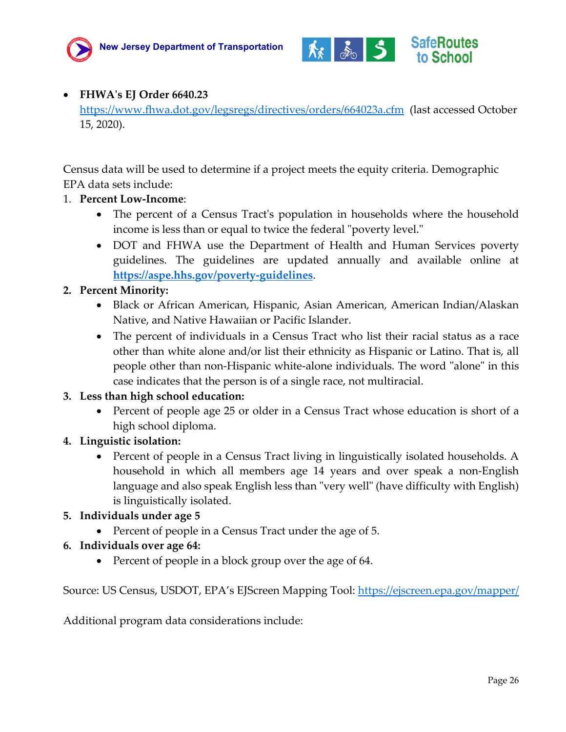- **FHWA's EJ Order 6640.23**
  https://www.fhwa.dot.gov/legsregs/directives/orders/664023a.cfm (last accessed October 15, 2020).

Census data will be used to determine if a project meets the equity criteria. Demographic EPA data sets include:

1. **Percent Low-Income**:
   - The percent of a Census Tract's population in households where the household income is less than or equal to twice the federal "poverty level."
   - DOT and FHWA use the Department of Health and Human Services poverty guidelines. The guidelines are updated annually and available online at **https://aspe.hhs.gov/poverty-guidelines**.
2. **Percent Minority:**
   - Black or African American, Hispanic, Asian American, American Indian/Alaskan Native, and Native Hawaiian or Pacific Islander.
   - The percent of individuals in a Census Tract who list their racial status as a race other than white alone and/or list their ethnicity as Hispanic or Latino. That is, all people other than non-Hispanic white-alone individuals. The word "alone" in this case indicates that the person is of a single race, not multiracial.
3. **Less than high school education:**
   - Percent of people age 25 or older in a Census Tract whose education is short of a high school diploma.
4. **Linguistic isolation:**
   - Percent of people in a Census Tract living in linguistically isolated households. A household in which all members age 14 years and over speak a non-English language and also speak English less than "very well" (have difficulty with English) is linguistically isolated.
5. **Individuals under age 5**
   - Percent of people in a Census Tract under the age of 5.
6. **Individuals over age 64:**
   - Percent of people in a block group over the age of 64.

Source: US Census, USDOT, EPA's EJScreen Mapping Tool: https://ejscreen.epa.gov/mapper/

Additional program data considerations include: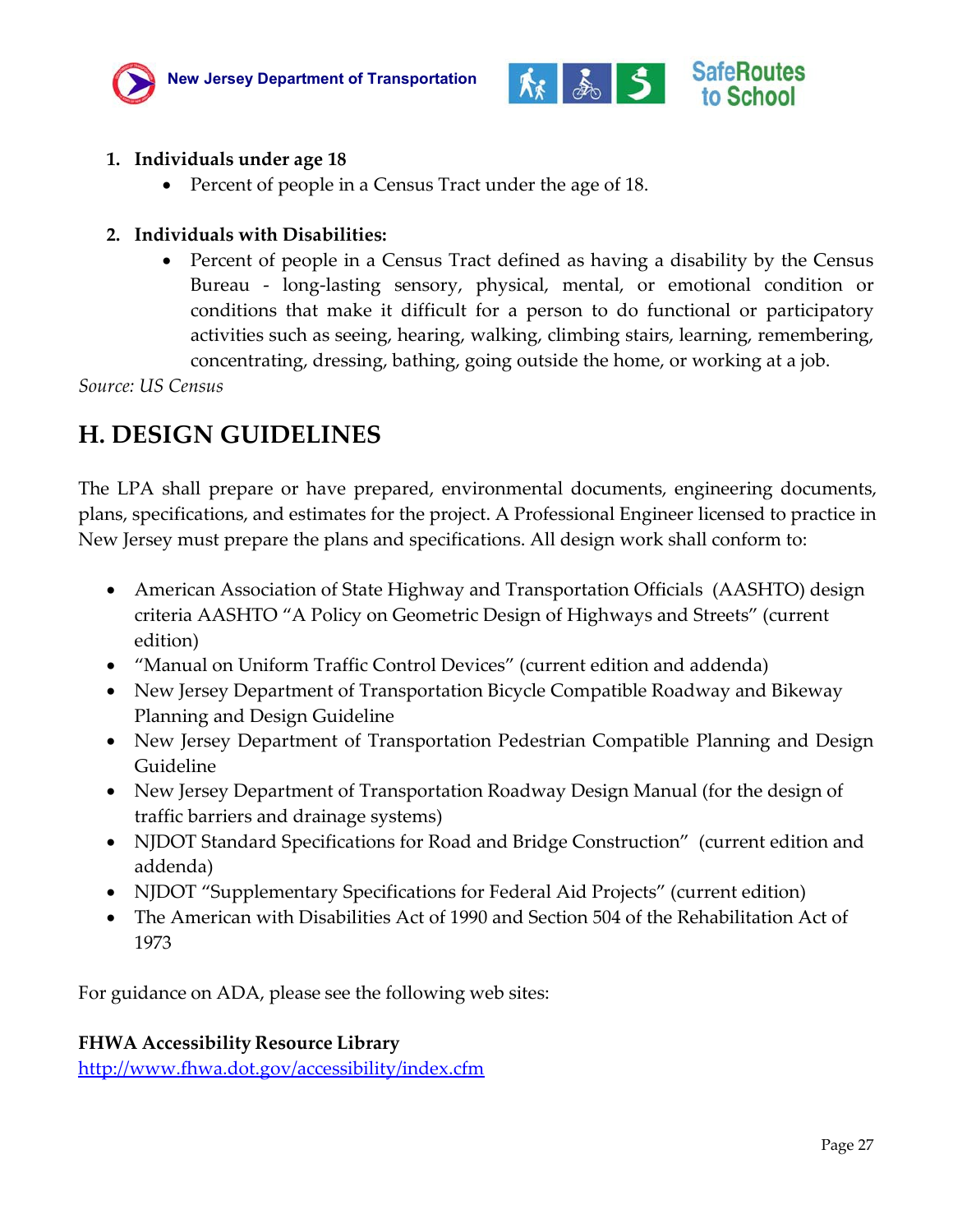1. **Individuals under age 18**
   - Percent of people in a Census Tract under the age of 18.

2. **Individuals with Disabilities:**
   - Percent of people in a Census Tract defined as having a disability by the Census Bureau - long-lasting sensory, physical, mental, or emotional condition or conditions that make it difficult for a person to do functional or participatory activities such as seeing, hearing, walking, climbing stairs, learning, remembering, concentrating, dressing, bathing, going outside the home, or working at a job.

*Source: US Census*

## H. DESIGN GUIDELINES

The LPA shall prepare or have prepared, environmental documents, engineering documents, plans, specifications, and estimates for the project. A Professional Engineer licensed to practice in New Jersey must prepare the plans and specifications. All design work shall conform to:

- American Association of State Highway and Transportation Officials (AASHTO) design criteria AASHTO "A Policy on Geometric Design of Highways and Streets" (current edition)
- "Manual on Uniform Traffic Control Devices" (current edition and addenda)
- New Jersey Department of Transportation Bicycle Compatible Roadway and Bikeway Planning and Design Guideline
- New Jersey Department of Transportation Pedestrian Compatible Planning and Design Guideline
- New Jersey Department of Transportation Roadway Design Manual (for the design of traffic barriers and drainage systems)
- NJDOT Standard Specifications for Road and Bridge Construction" (current edition and addenda)
- NJDOT "Supplementary Specifications for Federal Aid Projects" (current edition)
- The American with Disabilities Act of 1990 and Section 504 of the Rehabilitation Act of 1973

For guidance on ADA, please see the following web sites:

**FHWA Accessibility Resource Library**
http://www.fhwa.dot.gov/accessibility/index.cfm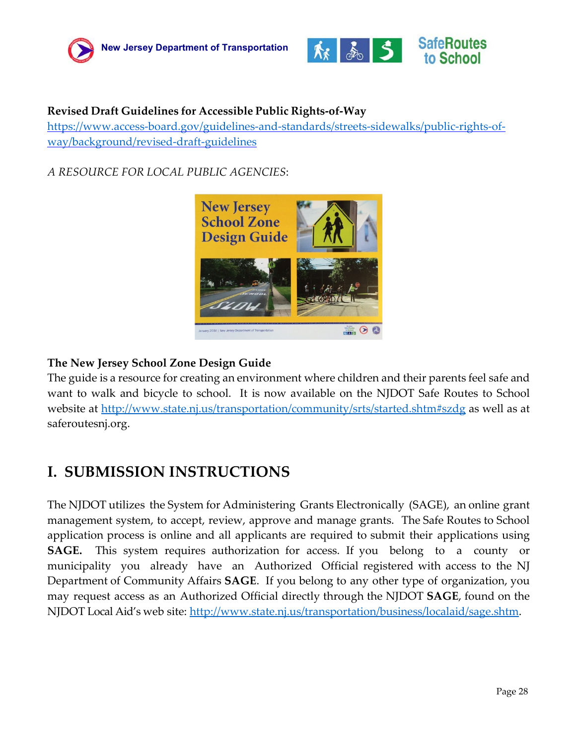**Revised Draft Guidelines for Accessible Public Rights-of-Way**
https://www.access-board.gov/guidelines-and-standards/streets-sidewalks/public-rights-of-way/background/revised-draft-guidelines

*A RESOURCE FOR LOCAL PUBLIC AGENCIES*:

**The New Jersey School Zone Design Guide**
The guide is a resource for creating an environment where children and their parents feel safe and want to walk and bicycle to school. It is now available on the NJDOT Safe Routes to School website at http://www.state.nj.us/transportation/community/srts/started.shtm#szdg as well as at saferoutesnj.org.

# I. SUBMISSION INSTRUCTIONS

The NJDOT utilizes the System for Administering Grants Electronically (SAGE), an online grant management system, to accept, review, approve and manage grants. The Safe Routes to School application process is online and all applicants are required to submit their applications using **SAGE.** This system requires authorization for access. If you belong to a county or municipality you already have an Authorized Official registered with access to the NJ Department of Community Affairs **SAGE**. If you belong to any other type of organization, you may request access as an Authorized Official directly through the NJDOT **SAGE**, found on the NJDOT Local Aid's web site: http://www.state.nj.us/transportation/business/localaid/sage.shtm.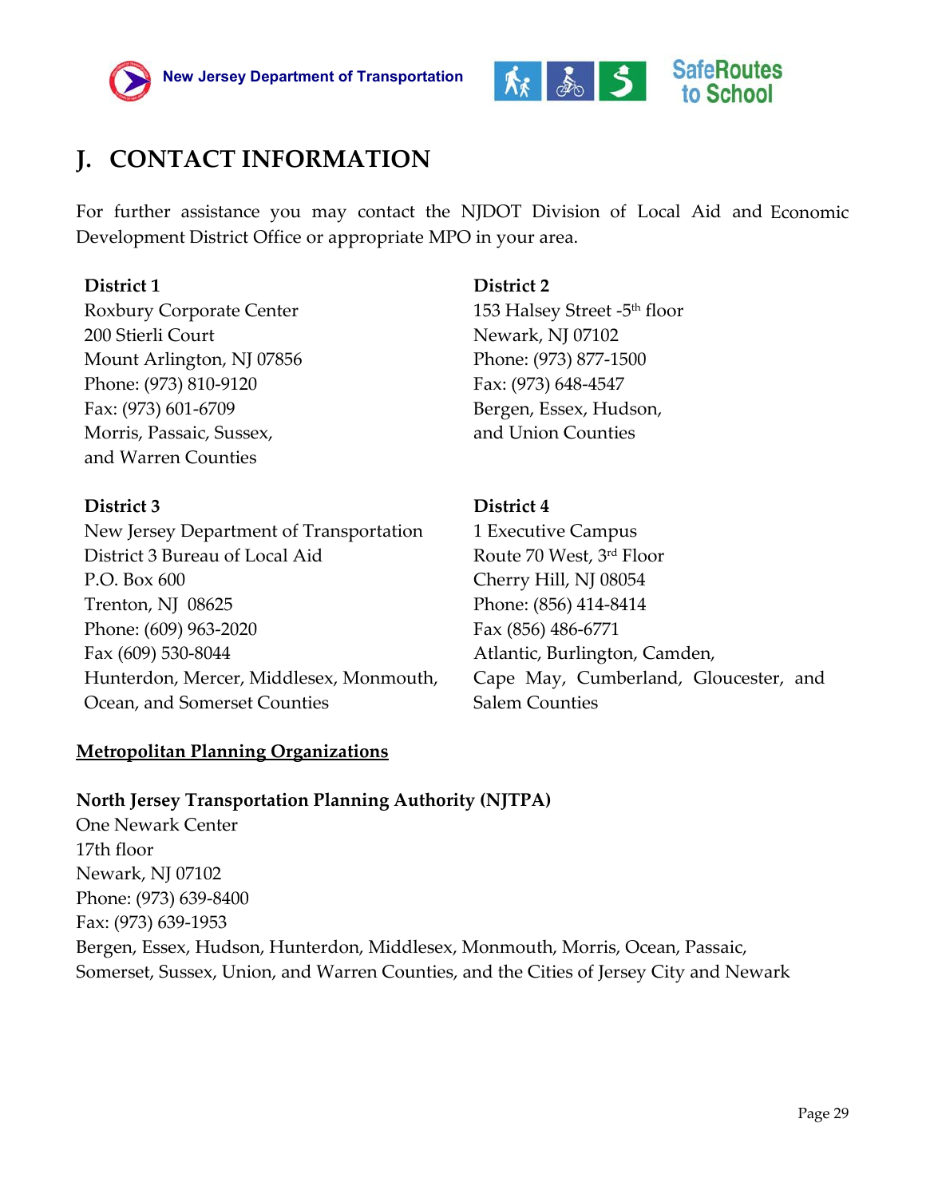## J. CONTACT INFORMATION

For further assistance you may contact the NJDOT Division of Local Aid and Economic Development District Office or appropriate MPO in your area.

**District 1**
Roxbury Corporate Center
200 Stierli Court
Mount Arlington, NJ 07856
Phone: (973) 810-9120
Fax: (973) 601-6709
Morris, Passaic, Sussex,
and Warren Counties

**District 2**
153 Halsey Street -5th floor
Newark, NJ 07102
Phone: (973) 877-1500
Fax: (973) 648-4547
Bergen, Essex, Hudson,
and Union Counties

**District 3**
New Jersey Department of Transportation
District 3 Bureau of Local Aid
P.O. Box 600
Trenton, NJ 08625
Phone: (609) 963-2020
Fax (609) 530-8044
Hunterdon, Mercer, Middlesex, Monmouth,
Ocean, and Somerset Counties

**District 4**
1 Executive Campus
Route 70 West, 3rd Floor
Cherry Hill, NJ 08054
Phone: (856) 414-8414
Fax (856) 486-6771
Atlantic, Burlington, Camden,
Cape May, Cumberland, Gloucester, and
Salem Counties

**<u>Metropolitan Planning Organizations</u>**

**North Jersey Transportation Planning Authority (NJTPA)**
One Newark Center
17th floor
Newark, NJ 07102
Phone: (973) 639-8400
Fax: (973) 639-1953
Bergen, Essex, Hudson, Hunterdon, Middlesex, Monmouth, Morris, Ocean, Passaic,
Somerset, Sussex, Union, and Warren Counties, and the Cities of Jersey City and Newark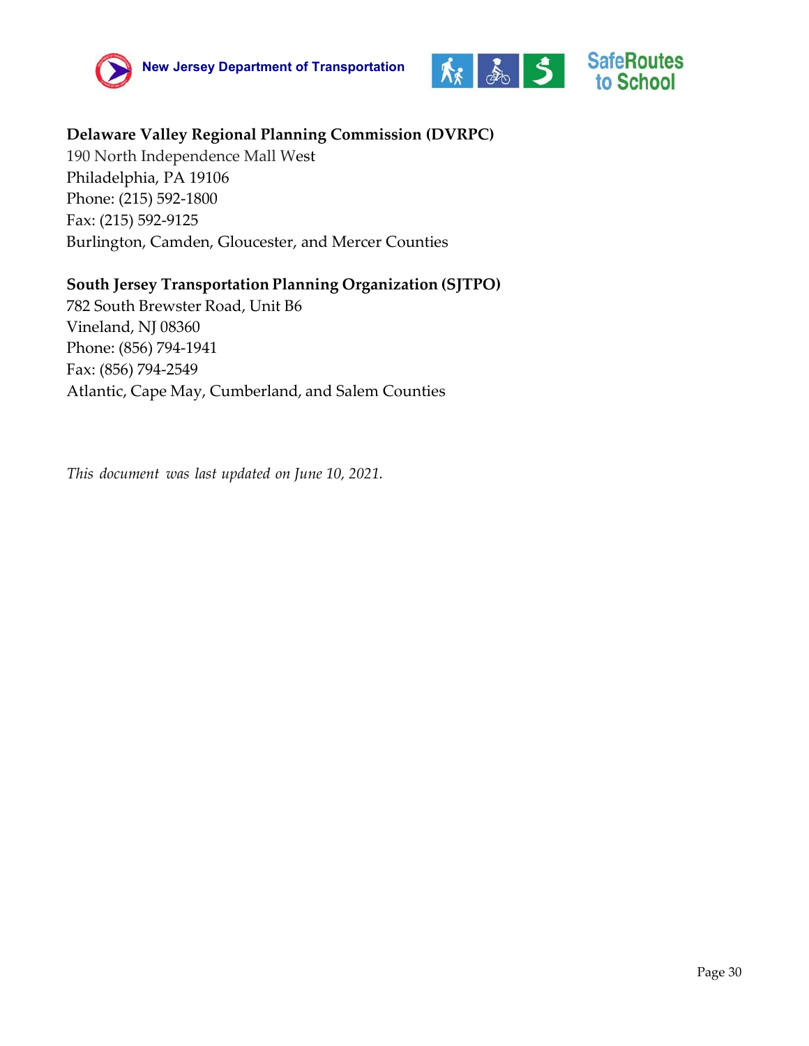**Delaware Valley Regional Planning Commission (DVRPC)**
190 North Independence Mall West
Philadelphia, PA 19106
Phone: (215) 592-1800
Fax: (215) 592-9125
Burlington, Camden, Gloucester, and Mercer Counties

**South Jersey Transportation Planning Organization (SJTPO)**
782 South Brewster Road, Unit B6
Vineland, NJ 08360
Phone: (856) 794-1941
Fax: (856) 794-2549
Atlantic, Cape May, Cumberland, and Salem Counties

*This document was last updated on June 10, 2021.*